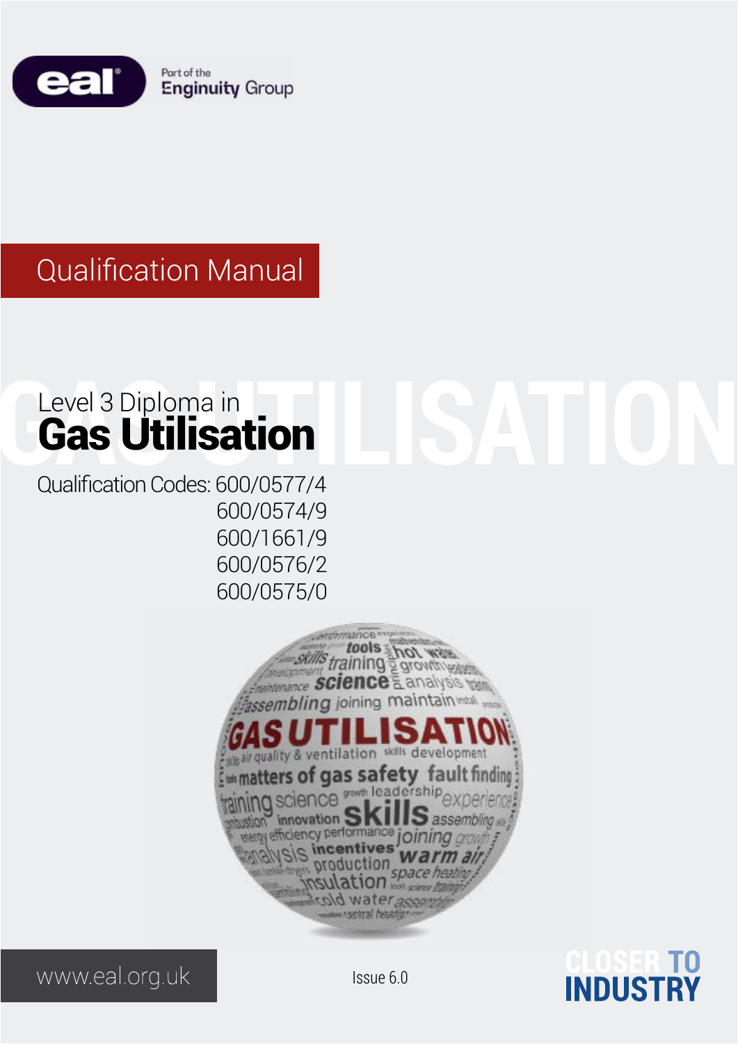eal

Part of the Enginuity Group

Qualification Manual

Level 3 Diploma in

# Gas Utilisation

Qualification Codes: 600/0577/4
600/0574/9
600/1661/9
600/0576/2
600/0575/0

www.eal.org.uk

Issue 6.0

CLOSER TO INDUSTRY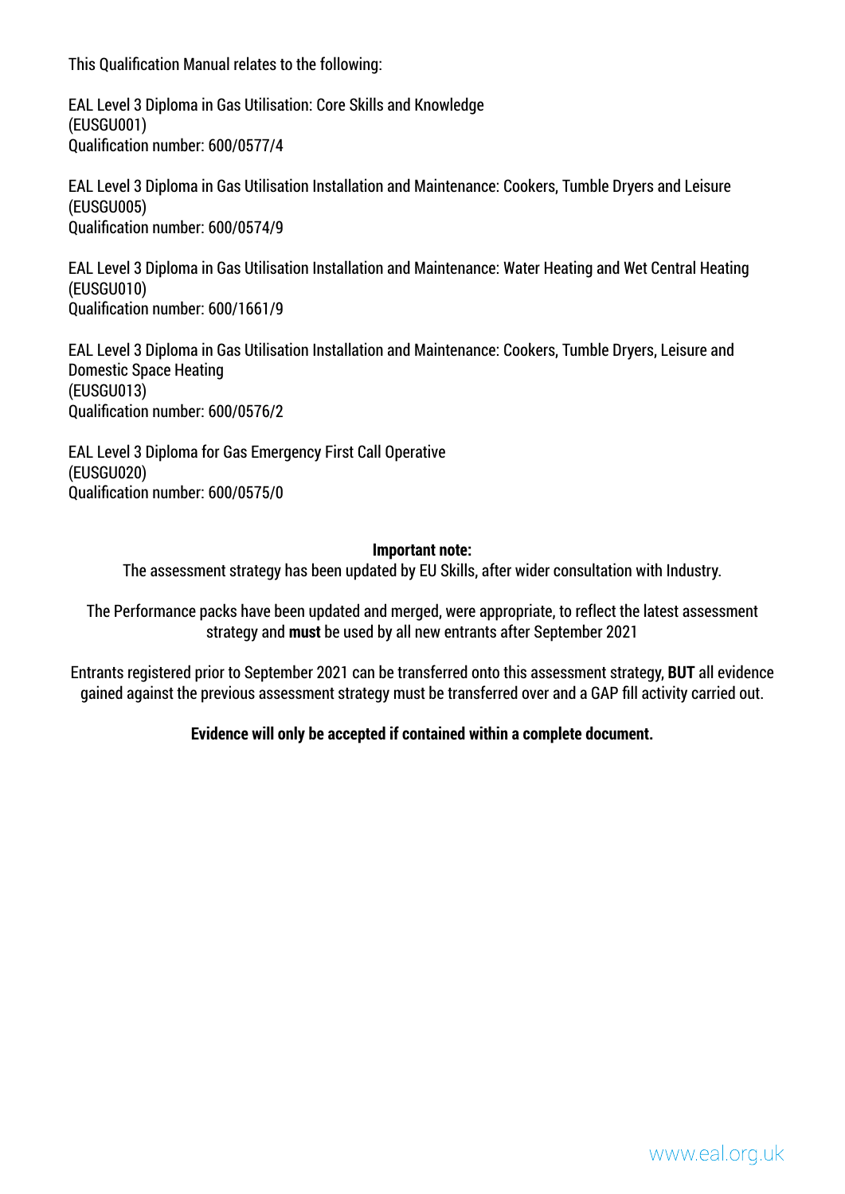This Qualification Manual relates to the following:

EAL Level 3 Diploma in Gas Utilisation: Core Skills and Knowledge
(EUSGU001)
Qualification number: 600/0577/4

EAL Level 3 Diploma in Gas Utilisation Installation and Maintenance: Cookers, Tumble Dryers and Leisure
(EUSGU005)
Qualification number: 600/0574/9

EAL Level 3 Diploma in Gas Utilisation Installation and Maintenance: Water Heating and Wet Central Heating
(EUSGU010)
Qualification number: 600/1661/9

EAL Level 3 Diploma in Gas Utilisation Installation and Maintenance: Cookers, Tumble Dryers, Leisure and Domestic Space Heating
(EUSGU013)
Qualification number: 600/0576/2

EAL Level 3 Diploma for Gas Emergency First Call Operative
(EUSGU020)
Qualification number: 600/0575/0

**Important note:**

The assessment strategy has been updated by EU Skills, after wider consultation with Industry.

The Performance packs have been updated and merged, were appropriate, to reflect the latest assessment strategy and **must** be used by all new entrants after September 2021

Entrants registered prior to September 2021 can be transferred onto this assessment strategy, **BUT** all evidence gained against the previous assessment strategy must be transferred over and a GAP fill activity carried out.

**Evidence will only be accepted if contained within a complete document.**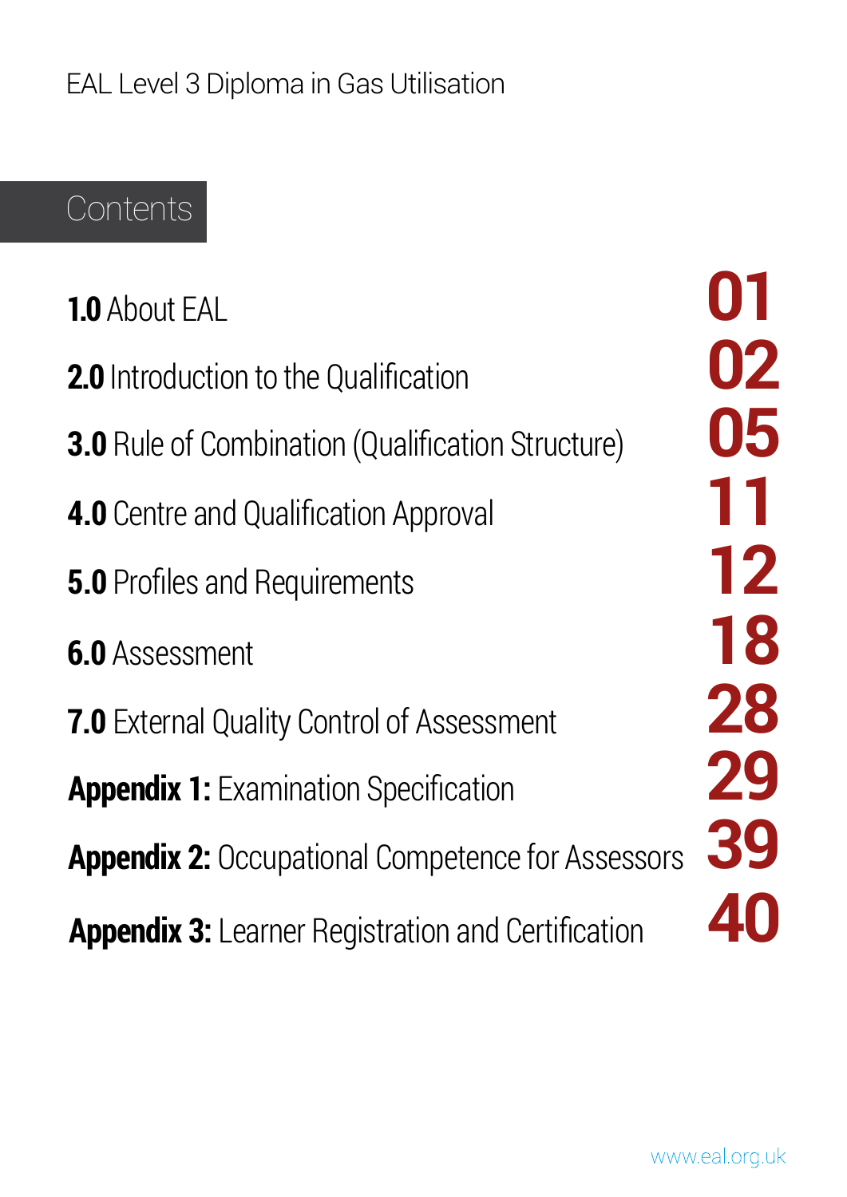# Contents

| | |
|---|---|
| **1.0** About EAL | 01 |
| **2.0** Introduction to the Qualification | 02 |
| **3.0** Rule of Combination (Qualification Structure) | 05 |
| **4.0** Centre and Qualification Approval | 11 |
| **5.0** Profiles and Requirements | 12 |
| **6.0** Assessment | 18 |
| **7.0** External Quality Control of Assessment | 28 |
| **Appendix 1:** Examination Specification | 29 |
| **Appendix 2:** Occupational Competence for Assessors | 39 |
| **Appendix 3:** Learner Registration and Certification | 40 |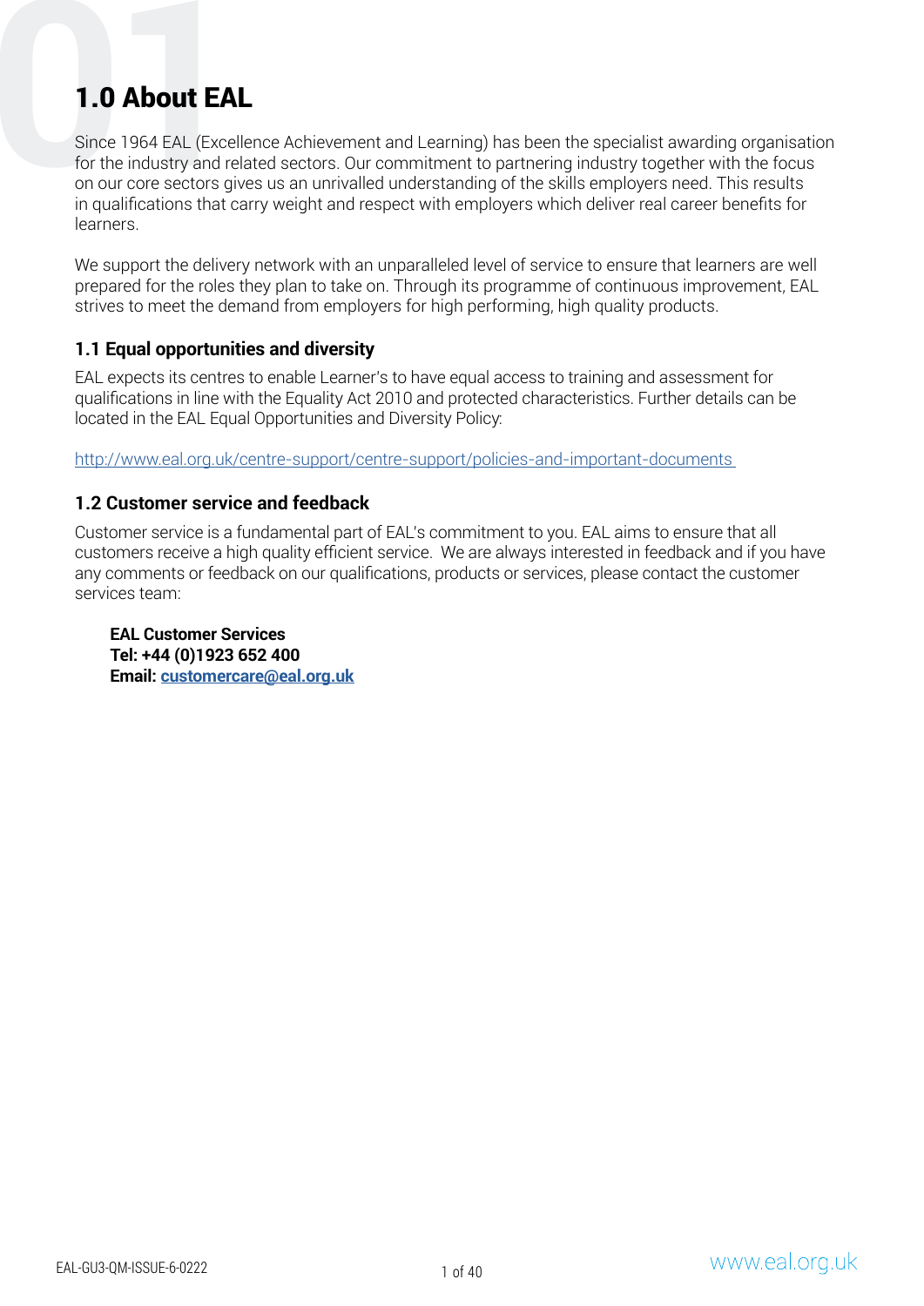# 1.0 About EAL

Since 1964 EAL (Excellence Achievement and Learning) has been the specialist awarding organisation for the industry and related sectors. Our commitment to partnering industry together with the focus on our core sectors gives us an unrivalled understanding of the skills employers need. This results in qualifications that carry weight and respect with employers which deliver real career benefits for learners.

We support the delivery network with an unparalleled level of service to ensure that learners are well prepared for the roles they plan to take on. Through its programme of continuous improvement, EAL strives to meet the demand from employers for high performing, high quality products.

## 1.1 Equal opportunities and diversity

EAL expects its centres to enable Learner's to have equal access to training and assessment for qualifications in line with the Equality Act 2010 and protected characteristics. Further details can be located in the EAL Equal Opportunities and Diversity Policy:

http://www.eal.org.uk/centre-support/centre-support/policies-and-important-documents

## 1.2 Customer service and feedback

Customer service is a fundamental part of EAL's commitment to you. EAL aims to ensure that all customers receive a high quality efficient service. We are always interested in feedback and if you have any comments or feedback on our qualifications, products or services, please contact the customer services team:

**EAL Customer Services**
**Tel: +44 (0)1923 652 400**
**Email: customercare@eal.org.uk**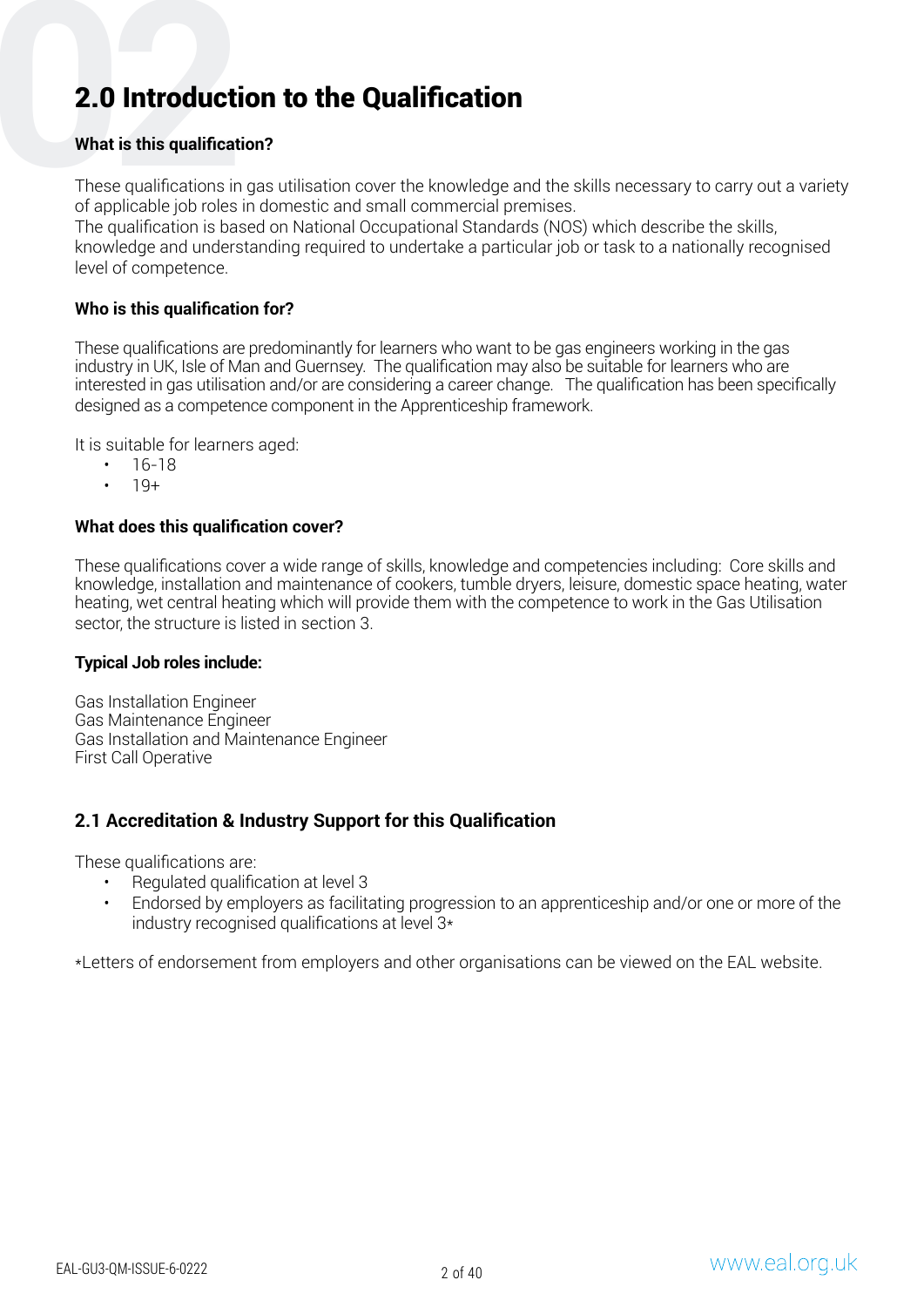# 2.0 Introduction to the Qualification

**What is this qualification?**

These qualifications in gas utilisation cover the knowledge and the skills necessary to carry out a variety of applicable job roles in domestic and small commercial premises.
The qualification is based on National Occupational Standards (NOS) which describe the skills, knowledge and understanding required to undertake a particular job or task to a nationally recognised level of competence.

**Who is this qualification for?**

These qualifications are predominantly for learners who want to be gas engineers working in the gas industry in UK, Isle of Man and Guernsey. The qualification may also be suitable for learners who are interested in gas utilisation and/or are considering a career change. The qualification has been specifically designed as a competence component in the Apprenticeship framework.

It is suitable for learners aged:

- 16-18
- 19+

**What does this qualification cover?**

These qualifications cover a wide range of skills, knowledge and competencies including: Core skills and knowledge, installation and maintenance of cookers, tumble dryers, leisure, domestic space heating, water heating, wet central heating which will provide them with the competence to work in the Gas Utilisation sector, the structure is listed in section 3.

**Typical Job roles include:**

Gas Installation Engineer
Gas Maintenance Engineer
Gas Installation and Maintenance Engineer
First Call Operative

## 2.1 Accreditation & Industry Support for this Qualification

These qualifications are:

- Regulated qualification at level 3
- Endorsed by employers as facilitating progression to an apprenticeship and/or one or more of the industry recognised qualifications at level 3*

*Letters of endorsement from employers and other organisations can be viewed on the EAL website.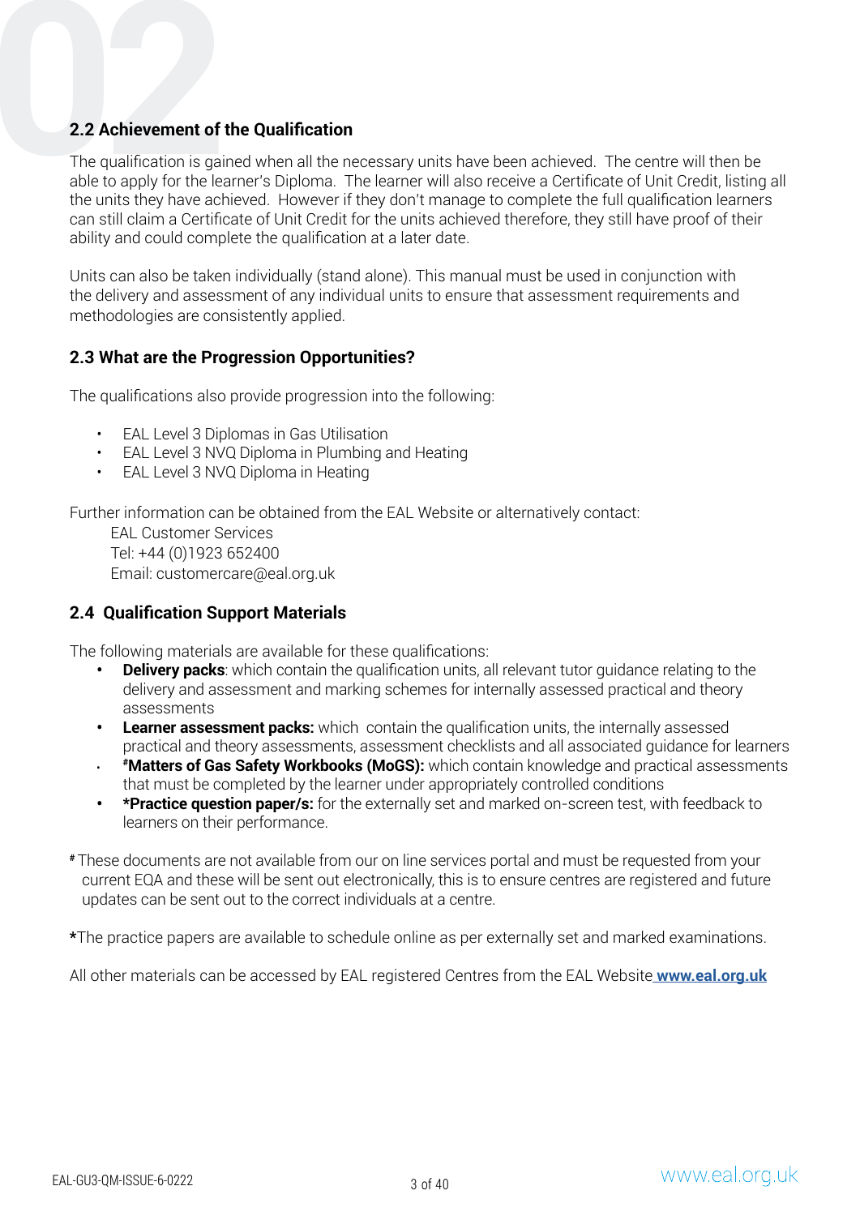## 2.2 Achievement of the Qualification

The qualification is gained when all the necessary units have been achieved. The centre will then be able to apply for the learner's Diploma. The learner will also receive a Certificate of Unit Credit, listing all the units they have achieved. However if they don't manage to complete the full qualification learners can still claim a Certificate of Unit Credit for the units achieved therefore, they still have proof of their ability and could complete the qualification at a later date.

Units can also be taken individually (stand alone). This manual must be used in conjunction with the delivery and assessment of any individual units to ensure that assessment requirements and methodologies are consistently applied.

## 2.3 What are the Progression Opportunities?

The qualifications also provide progression into the following:

- EAL Level 3 Diplomas in Gas Utilisation
- EAL Level 3 NVQ Diploma in Plumbing and Heating
- EAL Level 3 NVQ Diploma in Heating

Further information can be obtained from the EAL Website or alternatively contact:

EAL Customer Services
Tel: +44 (0)1923 652400
Email: customercare@eal.org.uk

## 2.4 Qualification Support Materials

The following materials are available for these qualifications:

- **Delivery packs**: which contain the qualification units, all relevant tutor guidance relating to the delivery and assessment and marking schemes for internally assessed practical and theory assessments
- **Learner assessment packs:** which contain the qualification units, the internally assessed practical and theory assessments, assessment checklists and all associated guidance for learners
- **#Matters of Gas Safety Workbooks (MoGS):** which contain knowledge and practical assessments that must be completed by the learner under appropriately controlled conditions
- ***Practice question paper/s:** for the externally set and marked on-screen test, with feedback to learners on their performance.

# These documents are not available from our on line services portal and must be requested from your current EQA and these will be sent out electronically, this is to ensure centres are registered and future updates can be sent out to the correct individuals at a centre.

*The practice papers are available to schedule online as per externally set and marked examinations.

All other materials can be accessed by EAL registered Centres from the EAL Website **www.eal.org.uk**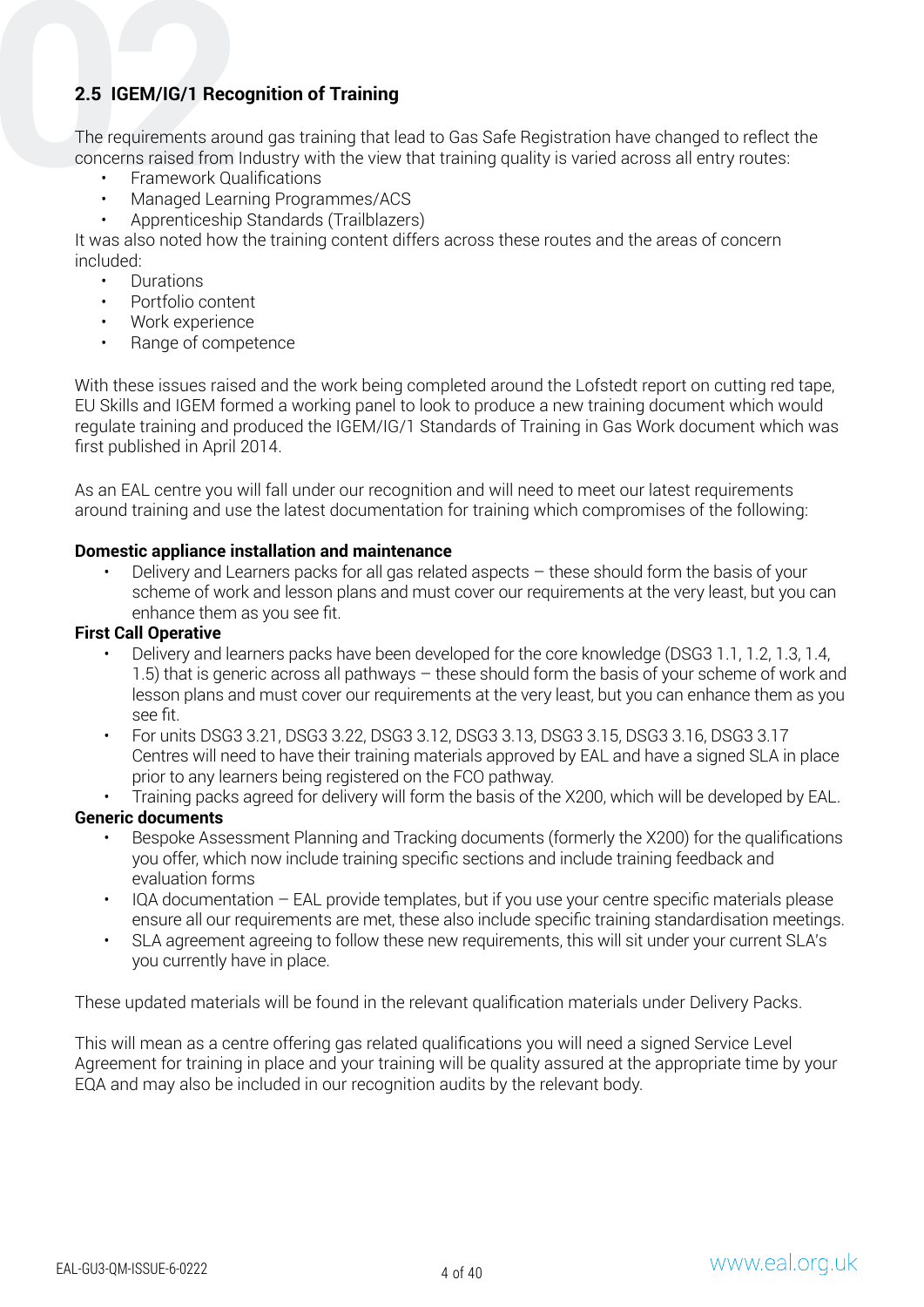## 2.5 IGEM/IG/1 Recognition of Training

The requirements around gas training that lead to Gas Safe Registration have changed to reflect the concerns raised from Industry with the view that training quality is varied across all entry routes:

- Framework Qualifications
- Managed Learning Programmes/ACS
- Apprenticeship Standards (Trailblazers)

It was also noted how the training content differs across these routes and the areas of concern included:

- Durations
- Portfolio content
- Work experience
- Range of competence

With these issues raised and the work being completed around the Lofstedt report on cutting red tape, EU Skills and IGEM formed a working panel to look to produce a new training document which would regulate training and produced the IGEM/IG/1 Standards of Training in Gas Work document which was first published in April 2014.

As an EAL centre you will fall under our recognition and will need to meet our latest requirements around training and use the latest documentation for training which compromises of the following:

**Domestic appliance installation and maintenance**

- Delivery and Learners packs for all gas related aspects – these should form the basis of your scheme of work and lesson plans and must cover our requirements at the very least, but you can enhance them as you see fit.

**First Call Operative**

- Delivery and learners packs have been developed for the core knowledge (DSG3 1.1, 1.2, 1.3, 1.4, 1.5) that is generic across all pathways – these should form the basis of your scheme of work and lesson plans and must cover our requirements at the very least, but you can enhance them as you see fit.
- For units DSG3 3.21, DSG3 3.22, DSG3 3.12, DSG3 3.13, DSG3 3.15, DSG3 3.16, DSG3 3.17 Centres will need to have their training materials approved by EAL and have a signed SLA in place prior to any learners being registered on the FCO pathway.
- Training packs agreed for delivery will form the basis of the X200, which will be developed by EAL.

**Generic documents**

- Bespoke Assessment Planning and Tracking documents (formerly the X200) for the qualifications you offer, which now include training specific sections and include training feedback and evaluation forms
- IQA documentation – EAL provide templates, but if you use your centre specific materials please ensure all our requirements are met, these also include specific training standardisation meetings.
- SLA agreement agreeing to follow these new requirements, this will sit under your current SLA's you currently have in place.

These updated materials will be found in the relevant qualification materials under Delivery Packs.

This will mean as a centre offering gas related qualifications you will need a signed Service Level Agreement for training in place and your training will be quality assured at the appropriate time by your EQA and may also be included in our recognition audits by the relevant body.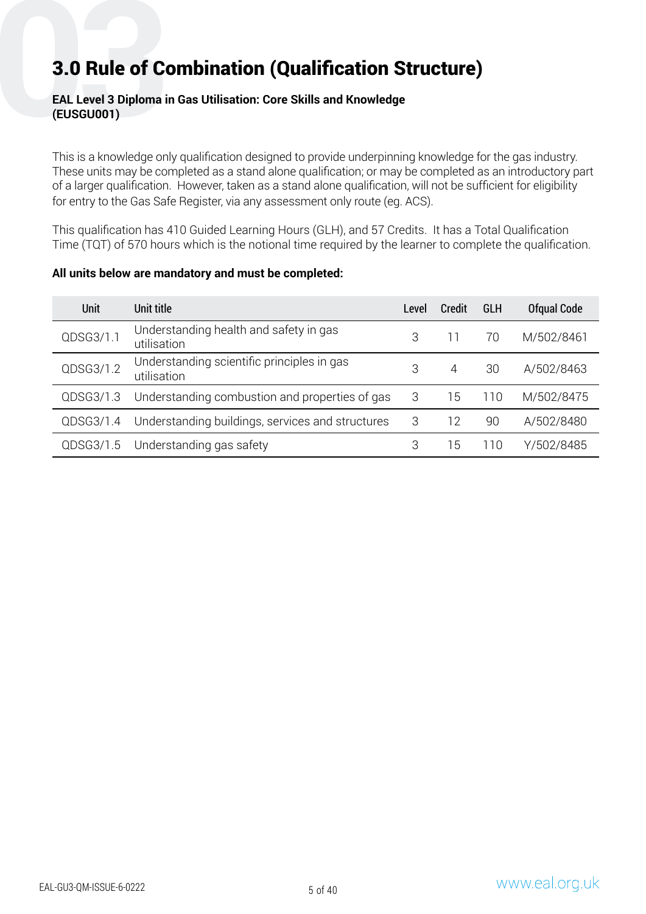# 3.0 Rule of Combination (Qualification Structure)

**EAL Level 3 Diploma in Gas Utilisation: Core Skills and Knowledge (EUSGU001)**

This is a knowledge only qualification designed to provide underpinning knowledge for the gas industry. These units may be completed as a stand alone qualification; or may be completed as an introductory part of a larger qualification. However, taken as a stand alone qualification, will not be sufficient for eligibility for entry to the Gas Safe Register, via any assessment only route (eg. ACS).

This qualification has 410 Guided Learning Hours (GLH), and 57 Credits. It has a Total Qualification Time (TQT) of 570 hours which is the notional time required by the learner to complete the qualification.

**All units below are mandatory and must be completed:**

| Unit | Unit title | Level | Credit | GLH | Ofqual Code |
|---|---|---|---|---|---|
| QDSG3/1.1 | Understanding health and safety in gas utilisation | 3 | 11 | 70 | M/502/8461 |
| QDSG3/1.2 | Understanding scientific principles in gas utilisation | 3 | 4 | 30 | A/502/8463 |
| QDSG3/1.3 | Understanding combustion and properties of gas | 3 | 15 | 110 | M/502/8475 |
| QDSG3/1.4 | Understanding buildings, services and structures | 3 | 12 | 90 | A/502/8480 |
| QDSG3/1.5 | Understanding gas safety | 3 | 15 | 110 | Y/502/8485 |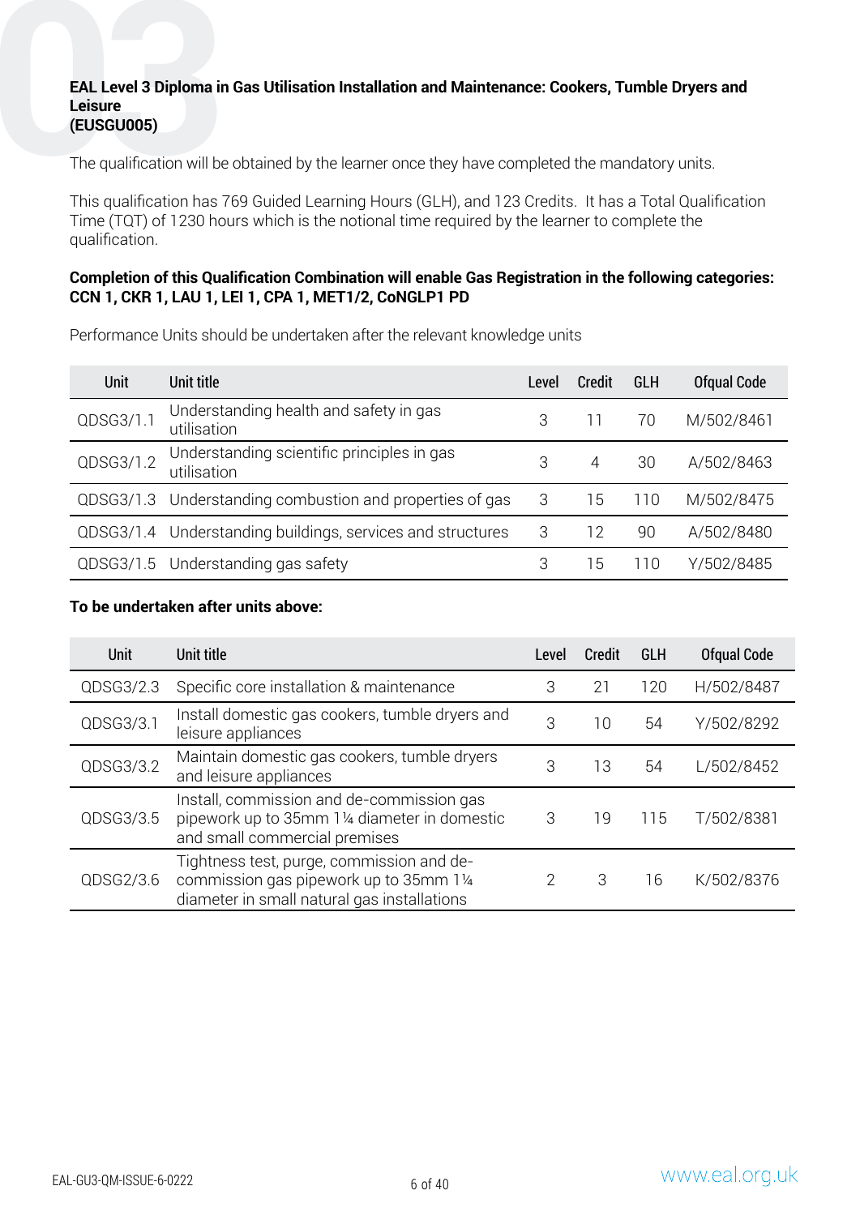## EAL Level 3 Diploma in Gas Utilisation Installation and Maintenance: Cookers, Tumble Dryers and Leisure (EUSGU005)

The qualification will be obtained by the learner once they have completed the mandatory units.

This qualification has 769 Guided Learning Hours (GLH), and 123 Credits. It has a Total Qualification Time (TQT) of 1230 hours which is the notional time required by the learner to complete the qualification.

**Completion of this Qualification Combination will enable Gas Registration in the following categories: CCN 1, CKR 1, LAU 1, LEI 1, CPA 1, MET1/2, CoNGLP1 PD**

Performance Units should be undertaken after the relevant knowledge units

| Unit | Unit title | Level | Credit | GLH | Ofqual Code |
|---|---|---|---|---|---|
| QDSG3/1.1 | Understanding health and safety in gas utilisation | 3 | 11 | 70 | M/502/8461 |
| QDSG3/1.2 | Understanding scientific principles in gas utilisation | 3 | 4 | 30 | A/502/8463 |
| QDSG3/1.3 | Understanding combustion and properties of gas | 3 | 15 | 110 | M/502/8475 |
| QDSG3/1.4 | Understanding buildings, services and structures | 3 | 12 | 90 | A/502/8480 |
| QDSG3/1.5 | Understanding gas safety | 3 | 15 | 110 | Y/502/8485 |

**To be undertaken after units above:**

| Unit | Unit title | Level | Credit | GLH | Ofqual Code |
|---|---|---|---|---|---|
| QDSG3/2.3 | Specific core installation & maintenance | 3 | 21 | 120 | H/502/8487 |
| QDSG3/3.1 | Install domestic gas cookers, tumble dryers and leisure appliances | 3 | 10 | 54 | Y/502/8292 |
| QDSG3/3.2 | Maintain domestic gas cookers, tumble dryers and leisure appliances | 3 | 13 | 54 | L/502/8452 |
| QDSG3/3.5 | Install, commission and de-commission gas pipework up to 35mm 1¼ diameter in domestic and small commercial premises | 3 | 19 | 115 | T/502/8381 |
| QDSG2/3.6 | Tightness test, purge, commission and de-commission gas pipework up to 35mm 1¼ diameter in small natural gas installations | 2 | 3 | 16 | K/502/8376 |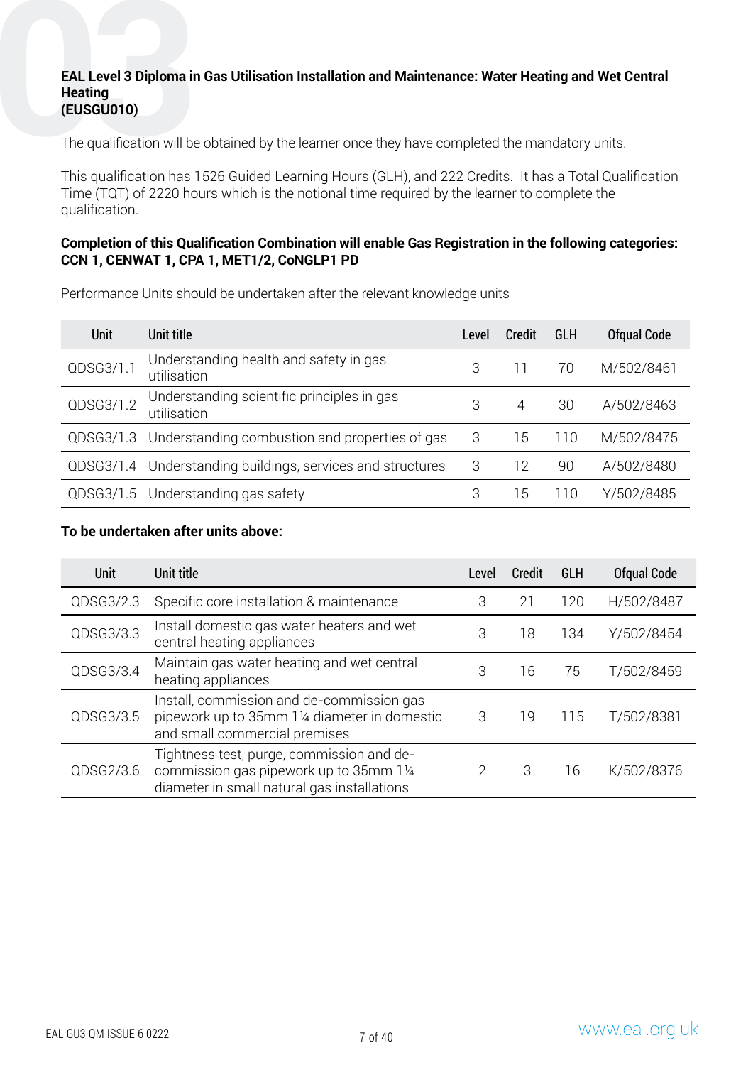### EAL Level 3 Diploma in Gas Utilisation Installation and Maintenance: Water Heating and Wet Central Heating (EUSGU010)

The qualification will be obtained by the learner once they have completed the mandatory units.

This qualification has 1526 Guided Learning Hours (GLH), and 222 Credits. It has a Total Qualification Time (TQT) of 2220 hours which is the notional time required by the learner to complete the qualification.

**Completion of this Qualification Combination will enable Gas Registration in the following categories: CCN 1, CENWAT 1, CPA 1, MET1/2, CoNGLP1 PD**

Performance Units should be undertaken after the relevant knowledge units

| Unit | Unit title | Level | Credit | GLH | Ofqual Code |
|---|---|---|---|---|---|
| QDSG3/1.1 | Understanding health and safety in gas utilisation | 3 | 11 | 70 | M/502/8461 |
| QDSG3/1.2 | Understanding scientific principles in gas utilisation | 3 | 4 | 30 | A/502/8463 |
| QDSG3/1.3 | Understanding combustion and properties of gas | 3 | 15 | 110 | M/502/8475 |
| QDSG3/1.4 | Understanding buildings, services and structures | 3 | 12 | 90 | A/502/8480 |
| QDSG3/1.5 | Understanding gas safety | 3 | 15 | 110 | Y/502/8485 |

**To be undertaken after units above:**

| Unit | Unit title | Level | Credit | GLH | Ofqual Code |
|---|---|---|---|---|---|
| QDSG3/2.3 | Specific core installation & maintenance | 3 | 21 | 120 | H/502/8487 |
| QDSG3/3.3 | Install domestic gas water heaters and wet central heating appliances | 3 | 18 | 134 | Y/502/8454 |
| QDSG3/3.4 | Maintain gas water heating and wet central heating appliances | 3 | 16 | 75 | T/502/8459 |
| QDSG3/3.5 | Install, commission and de-commission gas pipework up to 35mm 1¼ diameter in domestic and small commercial premises | 3 | 19 | 115 | T/502/8381 |
| QDSG2/3.6 | Tightness test, purge, commission and de-commission gas pipework up to 35mm 1¼ diameter in small natural gas installations | 2 | 3 | 16 | K/502/8376 |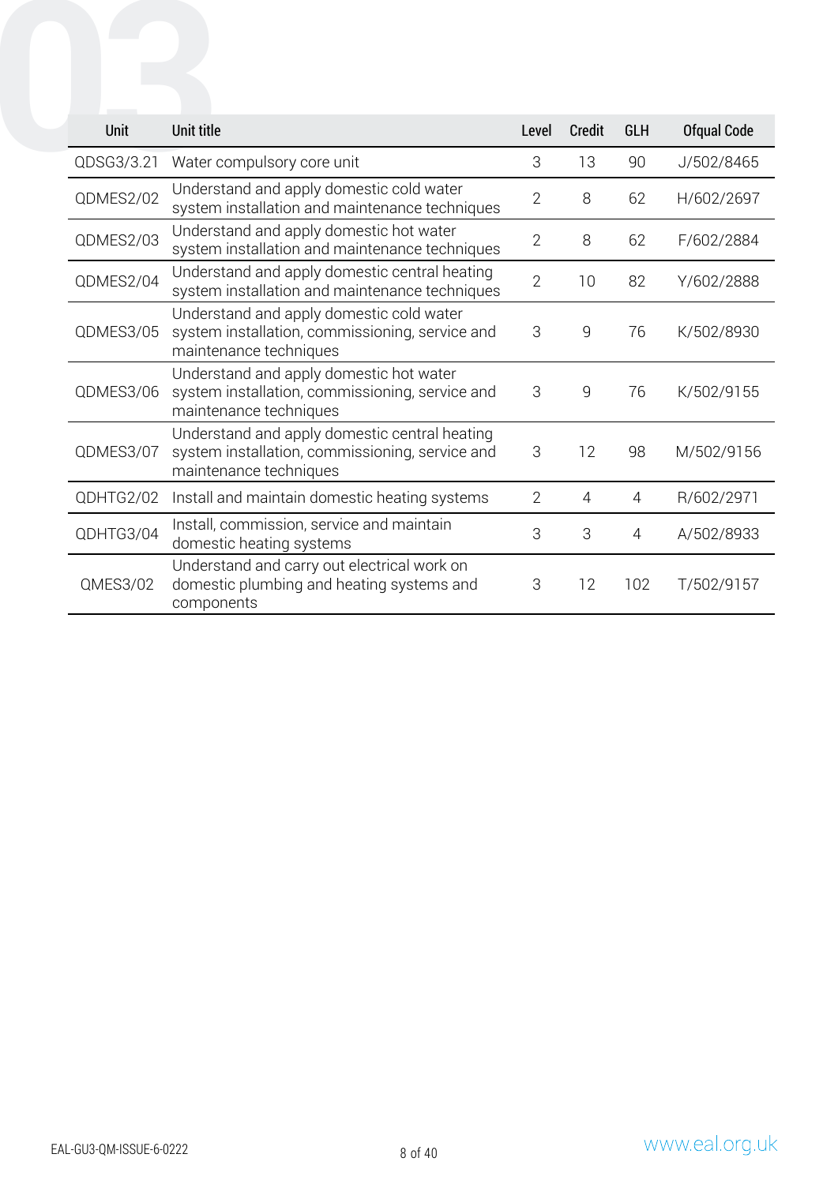| Unit | Unit title | Level | Credit | GLH | Ofqual Code |
|---|---|---|---|---|---|
| QDSG3/3.21 | Water compulsory core unit | 3 | 13 | 90 | J/502/8465 |
| QDMES2/02 | Understand and apply domestic cold water system installation and maintenance techniques | 2 | 8 | 62 | H/602/2697 |
| QDMES2/03 | Understand and apply domestic hot water system installation and maintenance techniques | 2 | 8 | 62 | F/602/2884 |
| QDMES2/04 | Understand and apply domestic central heating system installation and maintenance techniques | 2 | 10 | 82 | Y/602/2888 |
| QDMES3/05 | Understand and apply domestic cold water system installation, commissioning, service and maintenance techniques | 3 | 9 | 76 | K/502/8930 |
| QDMES3/06 | Understand and apply domestic hot water system installation, commissioning, service and maintenance techniques | 3 | 9 | 76 | K/502/9155 |
| QDMES3/07 | Understand and apply domestic central heating system installation, commissioning, service and maintenance techniques | 3 | 12 | 98 | M/502/9156 |
| QDHTG2/02 | Install and maintain domestic heating systems | 2 | 4 | 4 | R/602/2971 |
| QDHTG3/04 | Install, commission, service and maintain domestic heating systems | 3 | 3 | 4 | A/502/8933 |
| QMES3/02 | Understand and carry out electrical work on domestic plumbing and heating systems and components | 3 | 12 | 102 | T/502/9157 |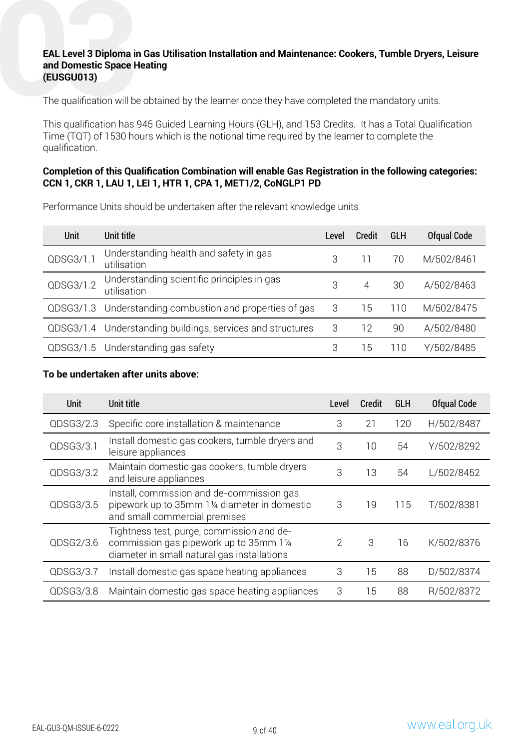### EAL Level 3 Diploma in Gas Utilisation Installation and Maintenance: Cookers, Tumble Dryers, Leisure and Domestic Space Heating (EUSGU013)

The qualification will be obtained by the learner once they have completed the mandatory units.

This qualification has 945 Guided Learning Hours (GLH), and 153 Credits. It has a Total Qualification Time (TQT) of 1530 hours which is the notional time required by the learner to complete the qualification.

**Completion of this Qualification Combination will enable Gas Registration in the following categories: CCN 1, CKR 1, LAU 1, LEI 1, HTR 1, CPA 1, MET1/2, CoNGLP1 PD**

Performance Units should be undertaken after the relevant knowledge units

| Unit | Unit title | Level | Credit | GLH | Ofqual Code |
|---|---|---|---|---|---|
| QDSG3/1.1 | Understanding health and safety in gas utilisation | 3 | 11 | 70 | M/502/8461 |
| QDSG3/1.2 | Understanding scientific principles in gas utilisation | 3 | 4 | 30 | A/502/8463 |
| QDSG3/1.3 | Understanding combustion and properties of gas | 3 | 15 | 110 | M/502/8475 |
| QDSG3/1.4 | Understanding buildings, services and structures | 3 | 12 | 90 | A/502/8480 |
| QDSG3/1.5 | Understanding gas safety | 3 | 15 | 110 | Y/502/8485 |

**To be undertaken after units above:**

| Unit | Unit title | Level | Credit | GLH | Ofqual Code |
|---|---|---|---|---|---|
| QDSG3/2.3 | Specific core installation & maintenance | 3 | 21 | 120 | H/502/8487 |
| QDSG3/3.1 | Install domestic gas cookers, tumble dryers and leisure appliances | 3 | 10 | 54 | Y/502/8292 |
| QDSG3/3.2 | Maintain domestic gas cookers, tumble dryers and leisure appliances | 3 | 13 | 54 | L/502/8452 |
| QDSG3/3.5 | Install, commission and de-commission gas pipework up to 35mm 1¼ diameter in domestic and small commercial premises | 3 | 19 | 115 | T/502/8381 |
| QDSG2/3.6 | Tightness test, purge, commission and de-commission gas pipework up to 35mm 1¼ diameter in small natural gas installations | 2 | 3 | 16 | K/502/8376 |
| QDSG3/3.7 | Install domestic gas space heating appliances | 3 | 15 | 88 | D/502/8374 |
| QDSG3/3.8 | Maintain domestic gas space heating appliances | 3 | 15 | 88 | R/502/8372 |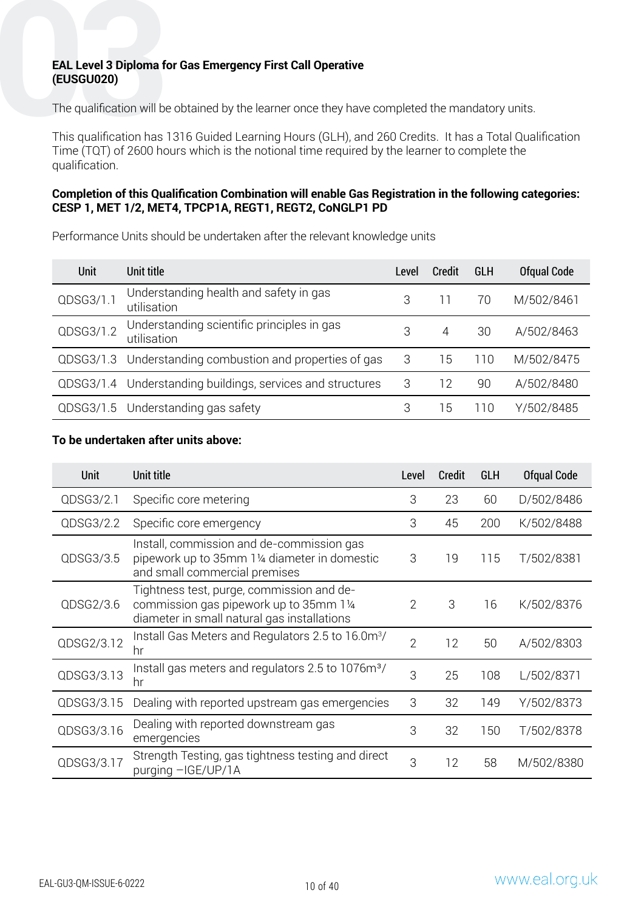## EAL Level 3 Diploma for Gas Emergency First Call Operative (EUSGU020)

The qualification will be obtained by the learner once they have completed the mandatory units.

This qualification has 1316 Guided Learning Hours (GLH), and 260 Credits. It has a Total Qualification Time (TQT) of 2600 hours which is the notional time required by the learner to complete the qualification.

**Completion of this Qualification Combination will enable Gas Registration in the following categories: CESP 1, MET 1/2, MET4, TPCP1A, REGT1, REGT2, CoNGLP1 PD**

Performance Units should be undertaken after the relevant knowledge units

| Unit | Unit title | Level | Credit | GLH | Ofqual Code |
|---|---|---|---|---|---|
| QDSG3/1.1 | Understanding health and safety in gas utilisation | 3 | 11 | 70 | M/502/8461 |
| QDSG3/1.2 | Understanding scientific principles in gas utilisation | 3 | 4 | 30 | A/502/8463 |
| QDSG3/1.3 | Understanding combustion and properties of gas | 3 | 15 | 110 | M/502/8475 |
| QDSG3/1.4 | Understanding buildings, services and structures | 3 | 12 | 90 | A/502/8480 |
| QDSG3/1.5 | Understanding gas safety | 3 | 15 | 110 | Y/502/8485 |

**To be undertaken after units above:**

| Unit | Unit title | Level | Credit | GLH | Ofqual Code |
|---|---|---|---|---|---|
| QDSG3/2.1 | Specific core metering | 3 | 23 | 60 | D/502/8486 |
| QDSG3/2.2 | Specific core emergency | 3 | 45 | 200 | K/502/8488 |
| QDSG3/3.5 | Install, commission and de-commission gas pipework up to 35mm 1¼ diameter in domestic and small commercial premises | 3 | 19 | 115 | T/502/8381 |
| QDSG2/3.6 | Tightness test, purge, commission and de-commission gas pipework up to 35mm 1¼ diameter in small natural gas installations | 2 | 3 | 16 | K/502/8376 |
| QDSG2/3.12 | Install Gas Meters and Regulators 2.5 to 16.0m$^3$/hr | 2 | 12 | 50 | A/502/8303 |
| QDSG3/3.13 | Install gas meters and regulators 2.5 to 1076m$^3$/hr | 3 | 25 | 108 | L/502/8371 |
| QDSG3/3.15 | Dealing with reported upstream gas emergencies | 3 | 32 | 149 | Y/502/8373 |
| QDSG3/3.16 | Dealing with reported downstream gas emergencies | 3 | 32 | 150 | T/502/8378 |
| QDSG3/3.17 | Strength Testing, gas tightness testing and direct purging –IGE/UP/1A | 3 | 12 | 58 | M/502/8380 |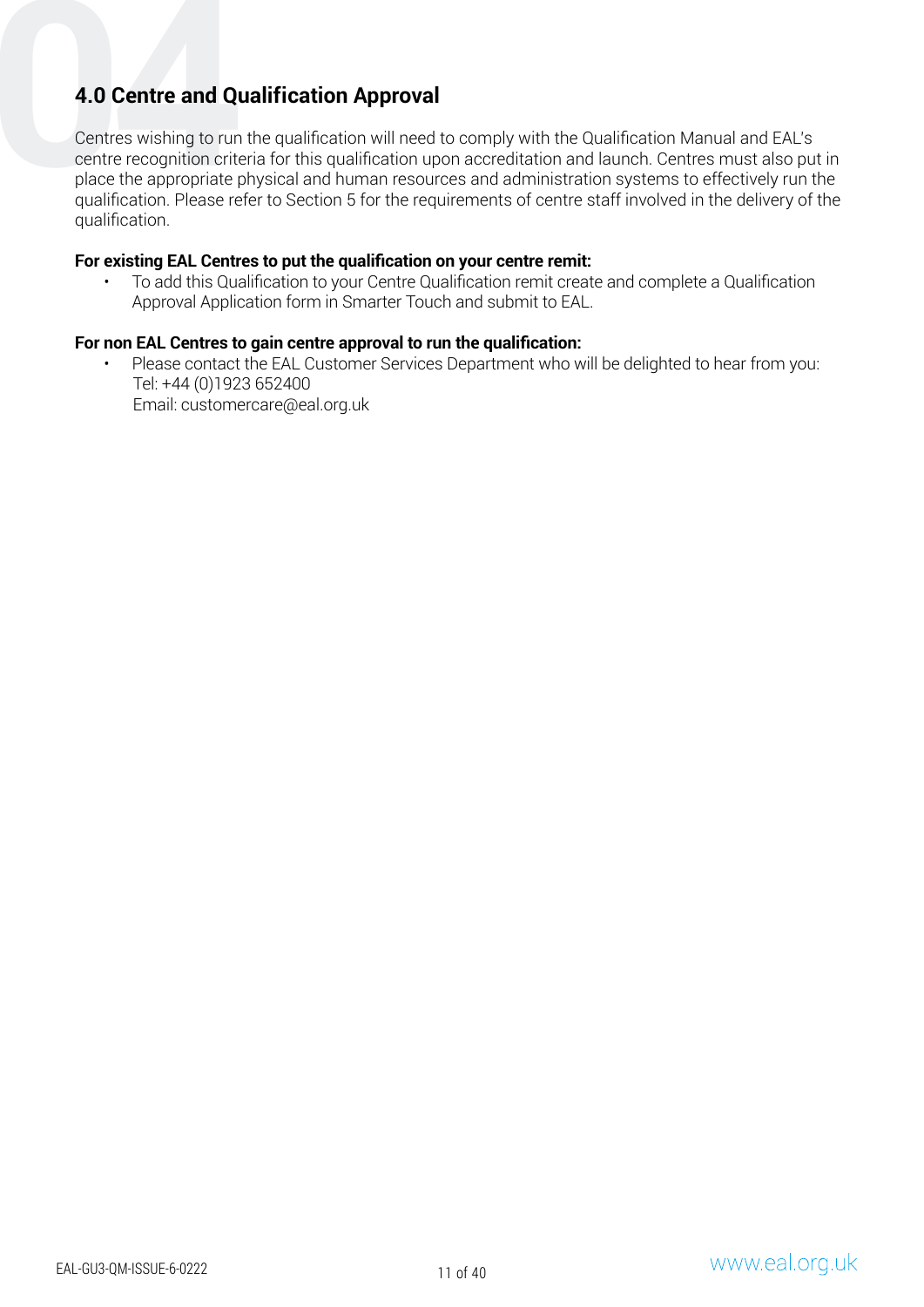# 4.0 Centre and Qualification Approval

Centres wishing to run the qualification will need to comply with the Qualification Manual and EAL's centre recognition criteria for this qualification upon accreditation and launch. Centres must also put in place the appropriate physical and human resources and administration systems to effectively run the qualification. Please refer to Section 5 for the requirements of centre staff involved in the delivery of the qualification.

**For existing EAL Centres to put the qualification on your centre remit:**

- To add this Qualification to your Centre Qualification remit create and complete a Qualification Approval Application form in Smarter Touch and submit to EAL.

**For non EAL Centres to gain centre approval to run the qualification:**

- Please contact the EAL Customer Services Department who will be delighted to hear from you:
  Tel: +44 (0)1923 652400
  Email: customercare@eal.org.uk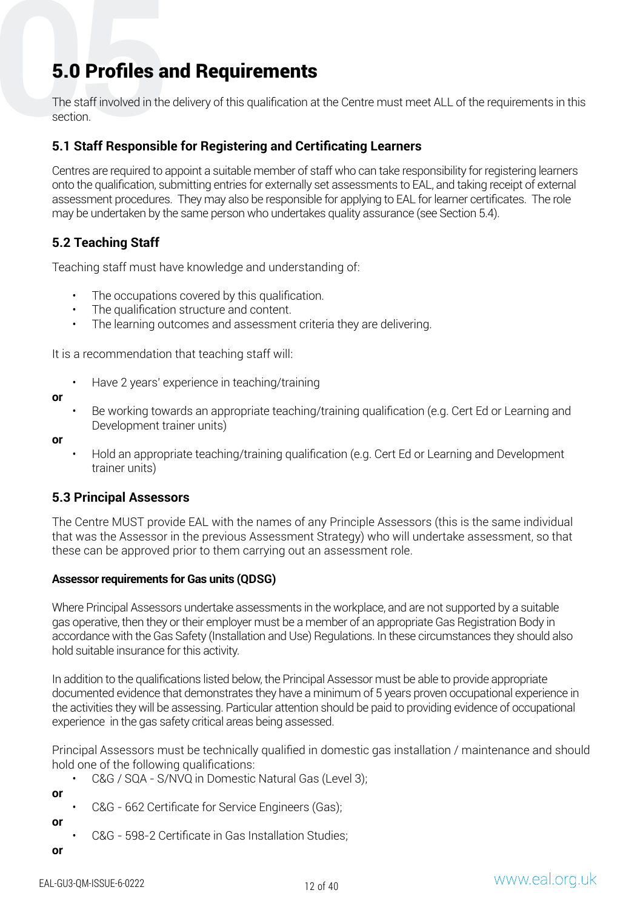# 5.0 Profiles and Requirements

The staff involved in the delivery of this qualification at the Centre must meet ALL of the requirements in this section.

## 5.1 Staff Responsible for Registering and Certificating Learners

Centres are required to appoint a suitable member of staff who can take responsibility for registering learners onto the qualification, submitting entries for externally set assessments to EAL, and taking receipt of external assessment procedures. They may also be responsible for applying to EAL for learner certificates. The role may be undertaken by the same person who undertakes quality assurance (see Section 5.4).

## 5.2 Teaching Staff

Teaching staff must have knowledge and understanding of:

- The occupations covered by this qualification.
- The qualification structure and content.
- The learning outcomes and assessment criteria they are delivering.

It is a recommendation that teaching staff will:

- Have 2 years' experience in teaching/training

**or**

- Be working towards an appropriate teaching/training qualification (e.g. Cert Ed or Learning and Development trainer units)

**or**

- Hold an appropriate teaching/training qualification (e.g. Cert Ed or Learning and Development trainer units)

## 5.3 Principal Assessors

The Centre MUST provide EAL with the names of any Principle Assessors (this is the same individual that was the Assessor in the previous Assessment Strategy) who will undertake assessment, so that these can be approved prior to them carrying out an assessment role.

#### Assessor requirements for Gas units (QDSG)

Where Principal Assessors undertake assessments in the workplace, and are not supported by a suitable gas operative, then they or their employer must be a member of an appropriate Gas Registration Body in accordance with the Gas Safety (Installation and Use) Regulations. In these circumstances they should also hold suitable insurance for this activity.

In addition to the qualifications listed below, the Principal Assessor must be able to provide appropriate documented evidence that demonstrates they have a minimum of 5 years proven occupational experience in the activities they will be assessing. Particular attention should be paid to providing evidence of occupational experience in the gas safety critical areas being assessed.

Principal Assessors must be technically qualified in domestic gas installation / maintenance and should hold one of the following qualifications:

- C&G / SQA - S/NVQ in Domestic Natural Gas (Level 3);

**or**

- C&G - 662 Certificate for Service Engineers (Gas);

**or**

- C&G - 598-2 Certificate in Gas Installation Studies;

**or**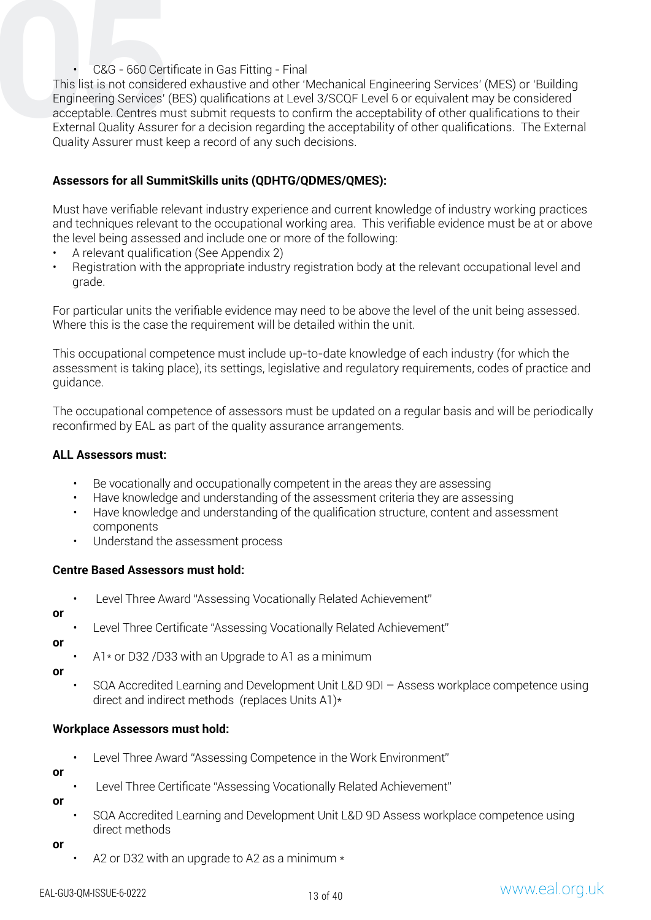- C&G - 660 Certificate in Gas Fitting - Final

This list is not considered exhaustive and other 'Mechanical Engineering Services' (MES) or 'Building Engineering Services' (BES) qualifications at Level 3/SCQF Level 6 or equivalent may be considered acceptable. Centres must submit requests to confirm the acceptability of other qualifications to their External Quality Assurer for a decision regarding the acceptability of other qualifications. The External Quality Assurer must keep a record of any such decisions.

**Assessors for all SummitSkills units (QDHTG/QDMES/QMES):**

Must have verifiable relevant industry experience and current knowledge of industry working practices and techniques relevant to the occupational working area. This verifiable evidence must be at or above the level being assessed and include one or more of the following:

- A relevant qualification (See Appendix 2)
- Registration with the appropriate industry registration body at the relevant occupational level and grade.

For particular units the verifiable evidence may need to be above the level of the unit being assessed. Where this is the case the requirement will be detailed within the unit.

This occupational competence must include up-to-date knowledge of each industry (for which the assessment is taking place), its settings, legislative and regulatory requirements, codes of practice and guidance.

The occupational competence of assessors must be updated on a regular basis and will be periodically reconfirmed by EAL as part of the quality assurance arrangements.

**ALL Assessors must:**

- Be vocationally and occupationally competent in the areas they are assessing
- Have knowledge and understanding of the assessment criteria they are assessing
- Have knowledge and understanding of the qualification structure, content and assessment components
- Understand the assessment process

**Centre Based Assessors must hold:**

- Level Three Award "Assessing Vocationally Related Achievement"

**or**

- Level Three Certificate "Assessing Vocationally Related Achievement"

**or**

- A1* or D32 /D33 with an Upgrade to A1 as a minimum

**or**

- SQA Accredited Learning and Development Unit L&D 9DI – Assess workplace competence using direct and indirect methods (replaces Units A1)*

**Workplace Assessors must hold:**

- Level Three Award "Assessing Competence in the Work Environment"

**or**

- Level Three Certificate "Assessing Vocationally Related Achievement"

**or**

- SQA Accredited Learning and Development Unit L&D 9D Assess workplace competence using direct methods

**or**

- A2 or D32 with an upgrade to A2 as a minimum *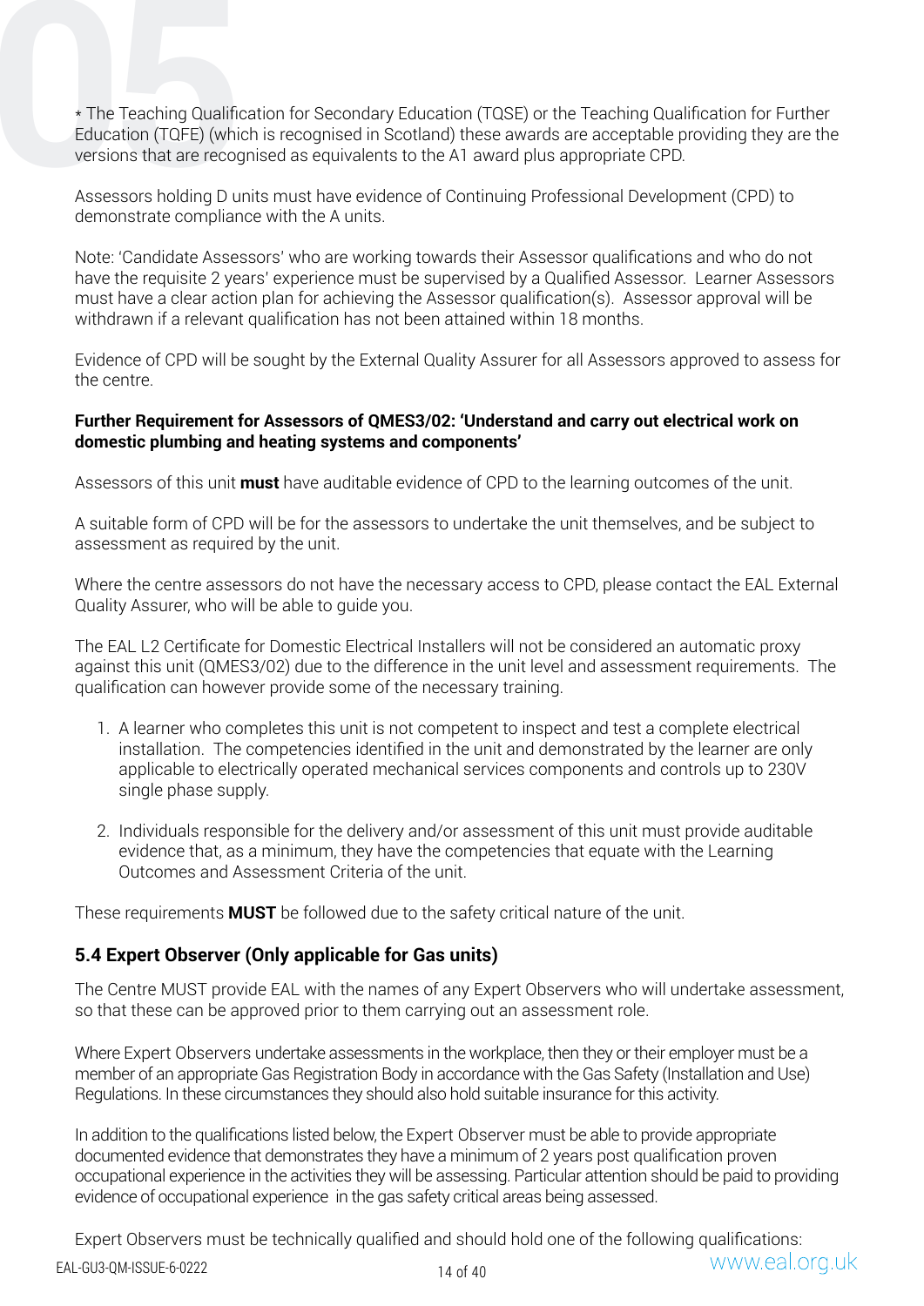* The Teaching Qualification for Secondary Education (TQSE) or the Teaching Qualification for Further Education (TQFE) (which is recognised in Scotland) these awards are acceptable providing they are the versions that are recognised as equivalents to the A1 award plus appropriate CPD.

Assessors holding D units must have evidence of Continuing Professional Development (CPD) to demonstrate compliance with the A units.

Note: 'Candidate Assessors' who are working towards their Assessor qualifications and who do not have the requisite 2 years' experience must be supervised by a Qualified Assessor. Learner Assessors must have a clear action plan for achieving the Assessor qualification(s). Assessor approval will be withdrawn if a relevant qualification has not been attained within 18 months.

Evidence of CPD will be sought by the External Quality Assurer for all Assessors approved to assess for the centre.

**Further Requirement for Assessors of QMES3/02: 'Understand and carry out electrical work on domestic plumbing and heating systems and components'**

Assessors of this unit **must** have auditable evidence of CPD to the learning outcomes of the unit.

A suitable form of CPD will be for the assessors to undertake the unit themselves, and be subject to assessment as required by the unit.

Where the centre assessors do not have the necessary access to CPD, please contact the EAL External Quality Assurer, who will be able to guide you.

The EAL L2 Certificate for Domestic Electrical Installers will not be considered an automatic proxy against this unit (QMES3/02) due to the difference in the unit level and assessment requirements. The qualification can however provide some of the necessary training.

1. A learner who completes this unit is not competent to inspect and test a complete electrical installation. The competencies identified in the unit and demonstrated by the learner are only applicable to electrically operated mechanical services components and controls up to 230V single phase supply.

2. Individuals responsible for the delivery and/or assessment of this unit must provide auditable evidence that, as a minimum, they have the competencies that equate with the Learning Outcomes and Assessment Criteria of the unit.

These requirements **MUST** be followed due to the safety critical nature of the unit.

## 5.4 Expert Observer (Only applicable for Gas units)

The Centre MUST provide EAL with the names of any Expert Observers who will undertake assessment, so that these can be approved prior to them carrying out an assessment role.

Where Expert Observers undertake assessments in the workplace, then they or their employer must be a member of an appropriate Gas Registration Body in accordance with the Gas Safety (Installation and Use) Regulations. In these circumstances they should also hold suitable insurance for this activity.

In addition to the qualifications listed below, the Expert Observer must be able to provide appropriate documented evidence that demonstrates they have a minimum of 2 years post qualification proven occupational experience in the activities they will be assessing. Particular attention should be paid to providing evidence of occupational experience in the gas safety critical areas being assessed.

Expert Observers must be technically qualified and should hold one of the following qualifications: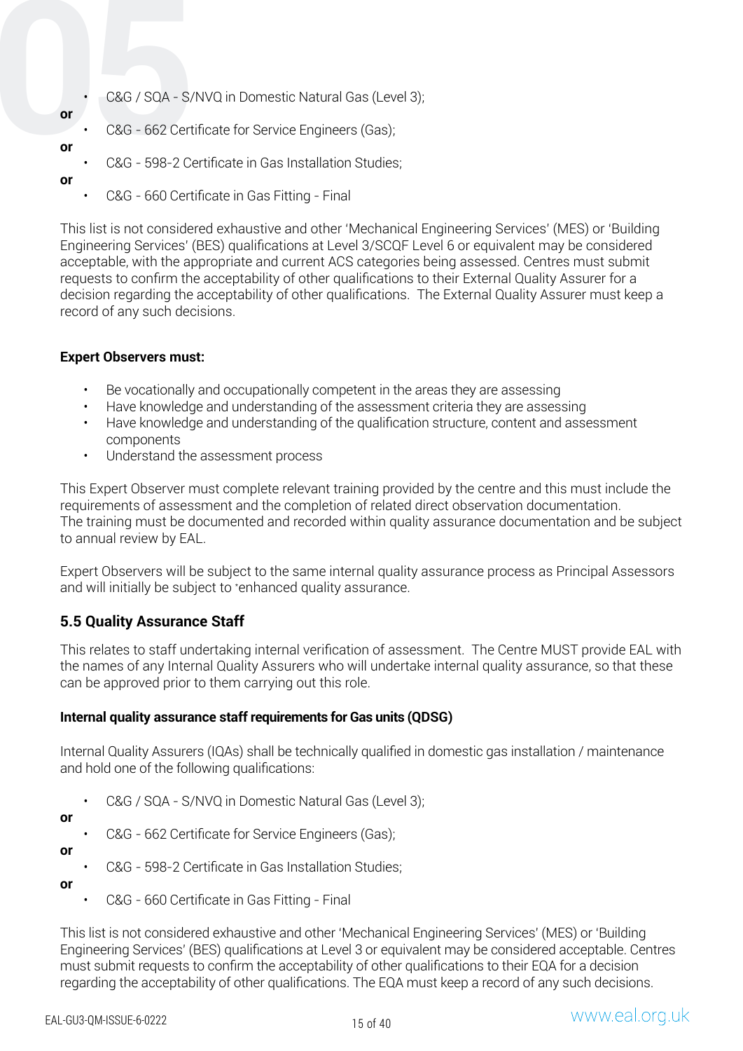- C&G / SQA - S/NVQ in Domestic Natural Gas (Level 3);

**or**

- C&G - 662 Certificate for Service Engineers (Gas);

**or**

- C&G - 598-2 Certificate in Gas Installation Studies;

**or**

- C&G - 660 Certificate in Gas Fitting - Final

This list is not considered exhaustive and other 'Mechanical Engineering Services' (MES) or 'Building Engineering Services' (BES) qualifications at Level 3/SCQF Level 6 or equivalent may be considered acceptable, with the appropriate and current ACS categories being assessed. Centres must submit requests to confirm the acceptability of other qualifications to their External Quality Assurer for a decision regarding the acceptability of other qualifications. The External Quality Assurer must keep a record of any such decisions.

**Expert Observers must:**

- Be vocationally and occupationally competent in the areas they are assessing
- Have knowledge and understanding of the assessment criteria they are assessing
- Have knowledge and understanding of the qualification structure, content and assessment components
- Understand the assessment process

This Expert Observer must complete relevant training provided by the centre and this must include the requirements of assessment and the completion of related direct observation documentation. The training must be documented and recorded within quality assurance documentation and be subject to annual review by EAL.

Expert Observers will be subject to the same internal quality assurance process as Principal Assessors and will initially be subject to *enhanced quality assurance.

## 5.5 Quality Assurance Staff

This relates to staff undertaking internal verification of assessment. The Centre MUST provide EAL with the names of any Internal Quality Assurers who will undertake internal quality assurance, so that these can be approved prior to them carrying out this role.

**Internal quality assurance staff requirements for Gas units (QDSG)**

Internal Quality Assurers (IQAs) shall be technically qualified in domestic gas installation / maintenance and hold one of the following qualifications:

- C&G / SQA - S/NVQ in Domestic Natural Gas (Level 3);

**or**

- C&G - 662 Certificate for Service Engineers (Gas);

**or**

- C&G - 598-2 Certificate in Gas Installation Studies;

**or**

- C&G - 660 Certificate in Gas Fitting - Final

This list is not considered exhaustive and other 'Mechanical Engineering Services' (MES) or 'Building Engineering Services' (BES) qualifications at Level 3 or equivalent may be considered acceptable. Centres must submit requests to confirm the acceptability of other qualifications to their EQA for a decision regarding the acceptability of other qualifications. The EQA must keep a record of any such decisions.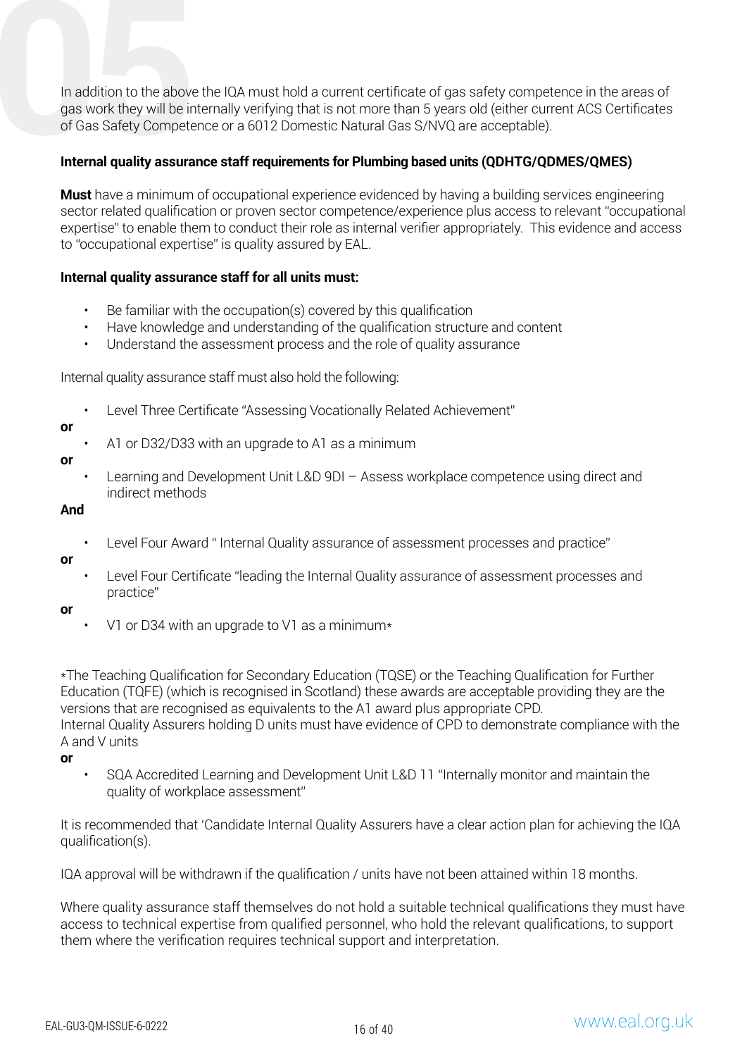In addition to the above the IQA must hold a current certificate of gas safety competence in the areas of gas work they will be internally verifying that is not more than 5 years old (either current ACS Certificates of Gas Safety Competence or a 6012 Domestic Natural Gas S/NVQ are acceptable).

**Internal quality assurance staff requirements for Plumbing based units (QDHTG/QDMES/QMES)**

**Must** have a minimum of occupational experience evidenced by having a building services engineering sector related qualification or proven sector competence/experience plus access to relevant "occupational expertise" to enable them to conduct their role as internal verifier appropriately. This evidence and access to "occupational expertise" is quality assured by EAL.

**Internal quality assurance staff for all units must:**

- Be familiar with the occupation(s) covered by this qualification
- Have knowledge and understanding of the qualification structure and content
- Understand the assessment process and the role of quality assurance

Internal quality assurance staff must also hold the following:

- Level Three Certificate "Assessing Vocationally Related Achievement"

**or**

- A1 or D32/D33 with an upgrade to A1 as a minimum

**or**

- Learning and Development Unit L&D 9DI – Assess workplace competence using direct and indirect methods

**And**

- Level Four Award " Internal Quality assurance of assessment processes and practice"

**or**

- Level Four Certificate "leading the Internal Quality assurance of assessment processes and practice"

**or**

- V1 or D34 with an upgrade to V1 as a minimum*

*The Teaching Qualification for Secondary Education (TQSE) or the Teaching Qualification for Further Education (TQFE) (which is recognised in Scotland) these awards are acceptable providing they are the versions that are recognised as equivalents to the A1 award plus appropriate CPD.
Internal Quality Assurers holding D units must have evidence of CPD to demonstrate compliance with the A and V units

**or**

- SQA Accredited Learning and Development Unit L&D 11 "Internally monitor and maintain the quality of workplace assessment"

It is recommended that 'Candidate Internal Quality Assurers have a clear action plan for achieving the IQA qualification(s).

IQA approval will be withdrawn if the qualification / units have not been attained within 18 months.

Where quality assurance staff themselves do not hold a suitable technical qualifications they must have access to technical expertise from qualified personnel, who hold the relevant qualifications, to support them where the verification requires technical support and interpretation.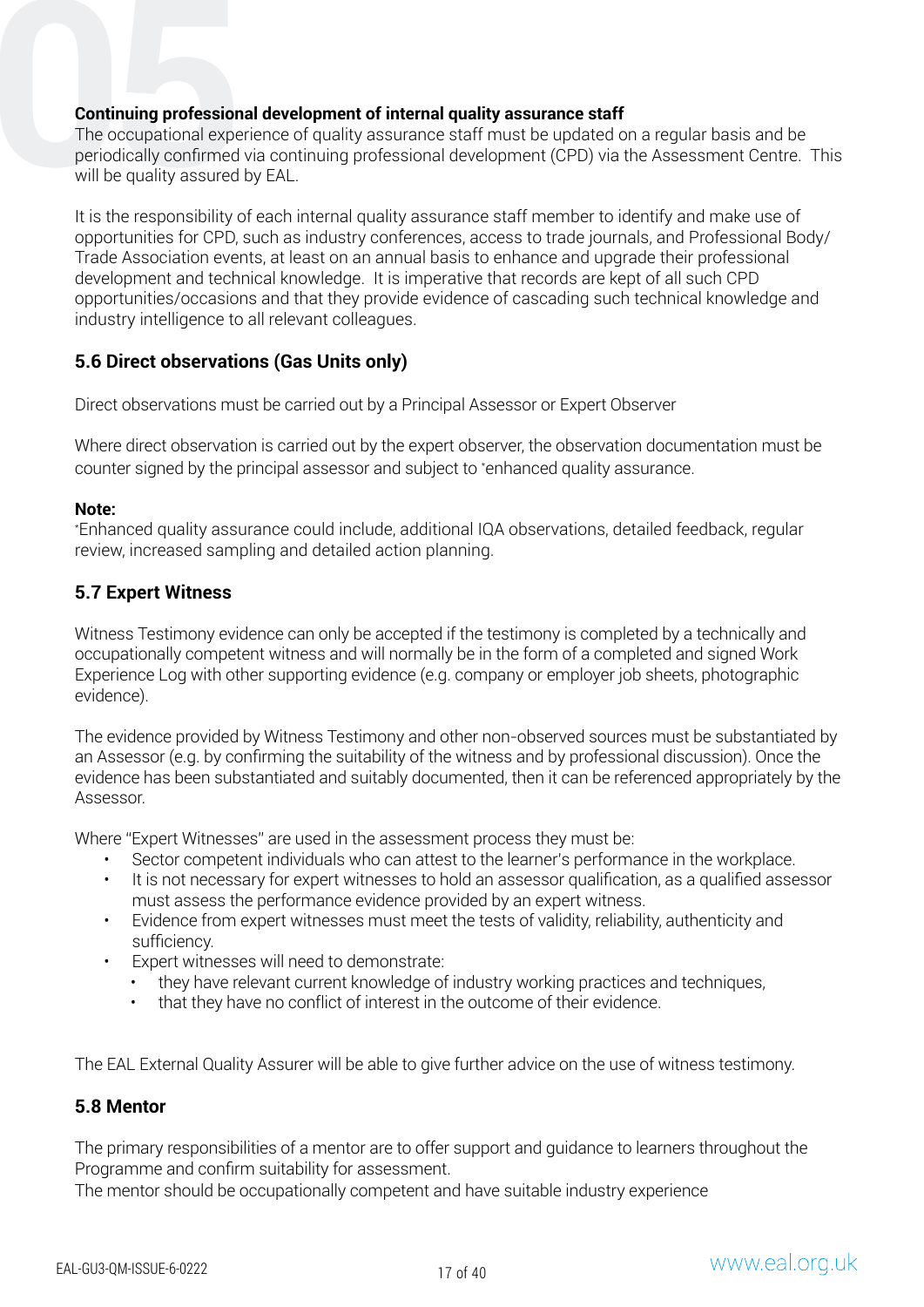**Continuing professional development of internal quality assurance staff**

The occupational experience of quality assurance staff must be updated on a regular basis and be periodically confirmed via continuing professional development (CPD) via the Assessment Centre. This will be quality assured by EAL.

It is the responsibility of each internal quality assurance staff member to identify and make use of opportunities for CPD, such as industry conferences, access to trade journals, and Professional Body/ Trade Association events, at least on an annual basis to enhance and upgrade their professional development and technical knowledge. It is imperative that records are kept of all such CPD opportunities/occasions and that they provide evidence of cascading such technical knowledge and industry intelligence to all relevant colleagues.

## 5.6 Direct observations (Gas Units only)

Direct observations must be carried out by a Principal Assessor or Expert Observer

Where direct observation is carried out by the expert observer, the observation documentation must be counter signed by the principal assessor and subject to *enhanced quality assurance.

**Note:**
*Enhanced quality assurance could include, additional IQA observations, detailed feedback, regular review, increased sampling and detailed action planning.

## 5.7 Expert Witness

Witness Testimony evidence can only be accepted if the testimony is completed by a technically and occupationally competent witness and will normally be in the form of a completed and signed Work Experience Log with other supporting evidence (e.g. company or employer job sheets, photographic evidence).

The evidence provided by Witness Testimony and other non-observed sources must be substantiated by an Assessor (e.g. by confirming the suitability of the witness and by professional discussion). Once the evidence has been substantiated and suitably documented, then it can be referenced appropriately by the Assessor.

Where "Expert Witnesses" are used in the assessment process they must be:

- Sector competent individuals who can attest to the learner's performance in the workplace.
- It is not necessary for expert witnesses to hold an assessor qualification, as a qualified assessor must assess the performance evidence provided by an expert witness.
- Evidence from expert witnesses must meet the tests of validity, reliability, authenticity and sufficiency.
- Expert witnesses will need to demonstrate:
  - they have relevant current knowledge of industry working practices and techniques,
  - that they have no conflict of interest in the outcome of their evidence.

The EAL External Quality Assurer will be able to give further advice on the use of witness testimony.

## 5.8 Mentor

The primary responsibilities of a mentor are to offer support and guidance to learners throughout the Programme and confirm suitability for assessment.
The mentor should be occupationally competent and have suitable industry experience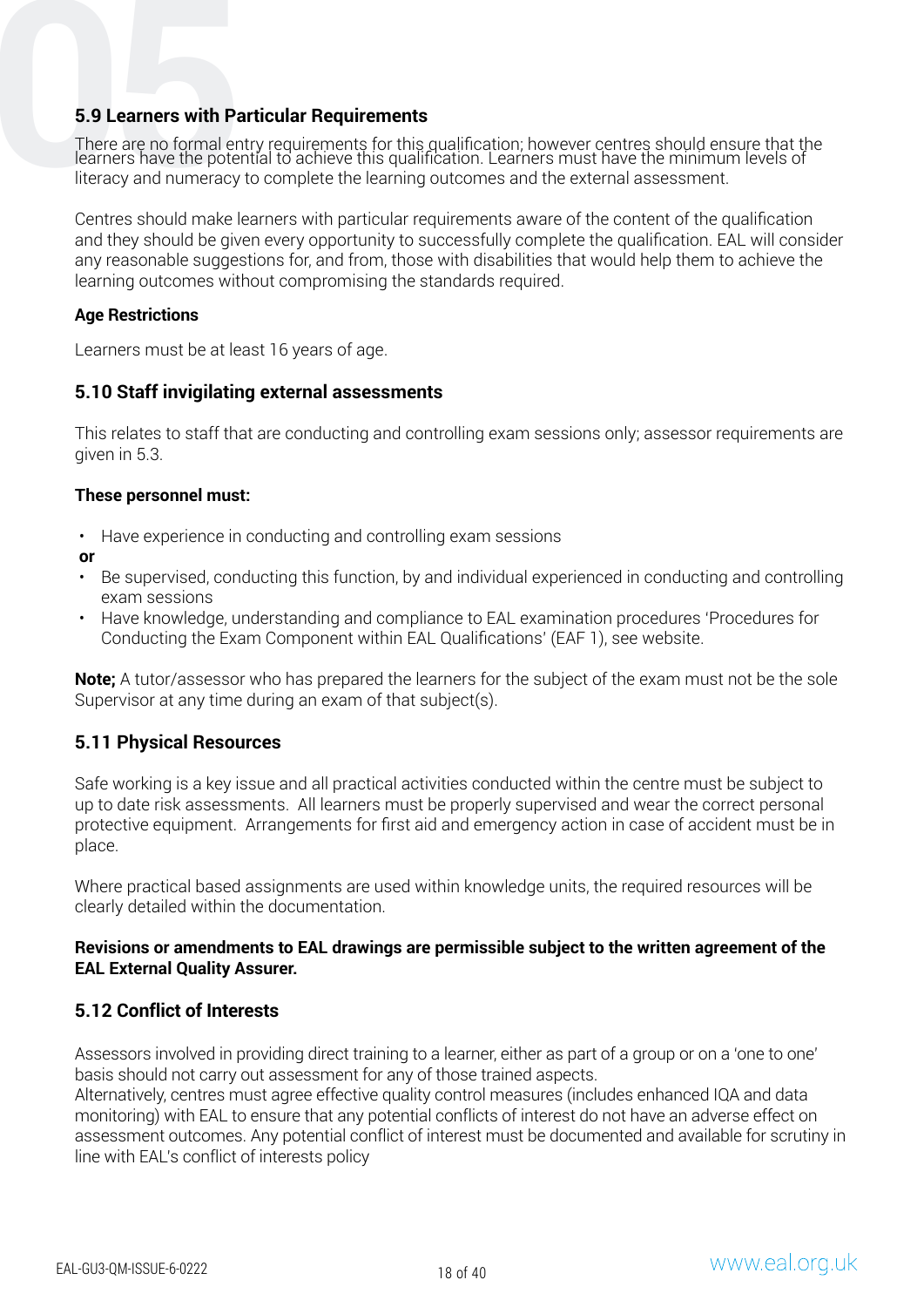### 5.9 Learners with Particular Requirements

There are no formal entry requirements for this qualification; however centres should ensure that the learners have the potential to achieve this qualification. Learners must have the minimum levels of literacy and numeracy to complete the learning outcomes and the external assessment.

Centres should make learners with particular requirements aware of the content of the qualification and they should be given every opportunity to successfully complete the qualification. EAL will consider any reasonable suggestions for, and from, those with disabilities that would help them to achieve the learning outcomes without compromising the standards required.

**Age Restrictions**

Learners must be at least 16 years of age.

### 5.10 Staff invigilating external assessments

This relates to staff that are conducting and controlling exam sessions only; assessor requirements are given in 5.3.

**These personnel must:**

- Have experience in conducting and controlling exam sessions

**or**

- Be supervised, conducting this function, by and individual experienced in conducting and controlling exam sessions
- Have knowledge, understanding and compliance to EAL examination procedures 'Procedures for Conducting the Exam Component within EAL Qualifications' (EAF 1), see website.

**Note;** A tutor/assessor who has prepared the learners for the subject of the exam must not be the sole Supervisor at any time during an exam of that subject(s).

### 5.11 Physical Resources

Safe working is a key issue and all practical activities conducted within the centre must be subject to up to date risk assessments. All learners must be properly supervised and wear the correct personal protective equipment. Arrangements for first aid and emergency action in case of accident must be in place.

Where practical based assignments are used within knowledge units, the required resources will be clearly detailed within the documentation.

**Revisions or amendments to EAL drawings are permissible subject to the written agreement of the EAL External Quality Assurer.**

### 5.12 Conflict of Interests

Assessors involved in providing direct training to a learner, either as part of a group or on a 'one to one' basis should not carry out assessment for any of those trained aspects.
Alternatively, centres must agree effective quality control measures (includes enhanced IQA and data monitoring) with EAL to ensure that any potential conflicts of interest do not have an adverse effect on assessment outcomes. Any potential conflict of interest must be documented and available for scrutiny in line with EAL's conflict of interests policy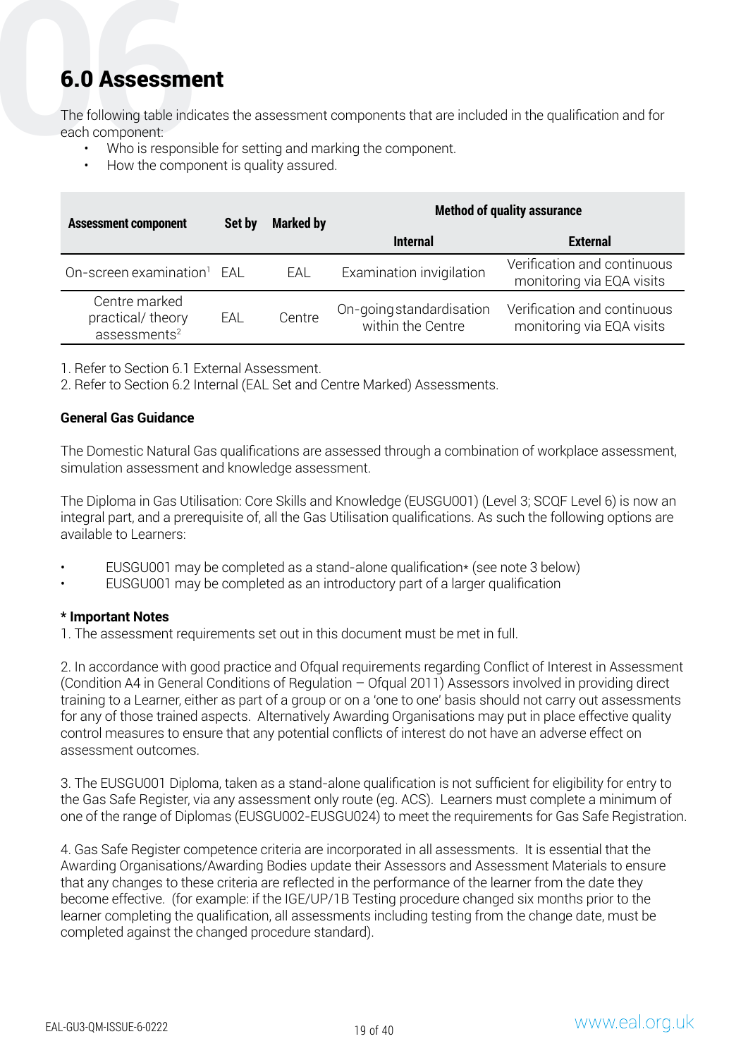# 6.0 Assessment

The following table indicates the assessment components that are included in the qualification and for each component:

- Who is responsible for setting and marking the component.
- How the component is quality assured.

| Assessment component | Set by | Marked by | Method of quality assurance | |
|---|---|---|---|---|
| | | | Internal | External |
| On-screen examination[1] | EAL | EAL | Examination invigilation | Verification and continuous monitoring via EQA visits |
| Centre marked practical/ theory assessments[2] | EAL | Centre | On-going standardisation within the Centre | Verification and continuous monitoring via EQA visits |

1. Refer to Section 6.1 External Assessment.
2. Refer to Section 6.2 Internal (EAL Set and Centre Marked) Assessments.

**General Gas Guidance**

The Domestic Natural Gas qualifications are assessed through a combination of workplace assessment, simulation assessment and knowledge assessment.

The Diploma in Gas Utilisation: Core Skills and Knowledge (EUSGU001) (Level 3; SCQF Level 6) is now an integral part, and a prerequisite of, all the Gas Utilisation qualifications. As such the following options are available to Learners:

- EUSGU001 may be completed as a stand-alone qualification* (see note 3 below)
- EUSGU001 may be completed as an introductory part of a larger qualification

**\* Important Notes**

1. The assessment requirements set out in this document must be met in full.

2. In accordance with good practice and Ofqual requirements regarding Conflict of Interest in Assessment (Condition A4 in General Conditions of Regulation – Ofqual 2011) Assessors involved in providing direct training to a Learner, either as part of a group or on a 'one to one' basis should not carry out assessments for any of those trained aspects. Alternatively Awarding Organisations may put in place effective quality control measures to ensure that any potential conflicts of interest do not have an adverse effect on assessment outcomes.

3. The EUSGU001 Diploma, taken as a stand-alone qualification is not sufficient for eligibility for entry to the Gas Safe Register, via any assessment only route (eg. ACS). Learners must complete a minimum of one of the range of Diplomas (EUSGU002-EUSGU024) to meet the requirements for Gas Safe Registration.

4. Gas Safe Register competence criteria are incorporated in all assessments. It is essential that the Awarding Organisations/Awarding Bodies update their Assessors and Assessment Materials to ensure that any changes to these criteria are reflected in the performance of the learner from the date they become effective. (for example: if the IGE/UP/1B Testing procedure changed six months prior to the learner completing the qualification, all assessments including testing from the change date, must be completed against the changed procedure standard).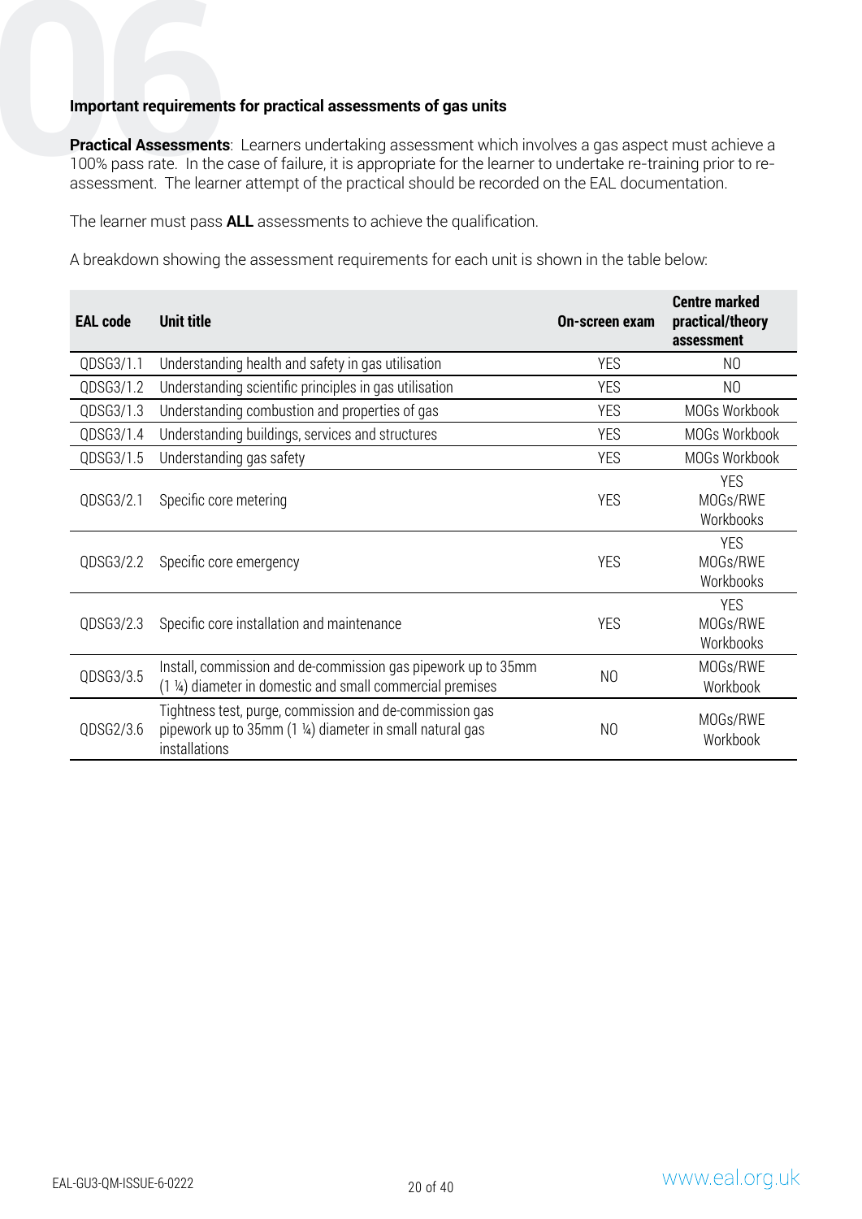**Important requirements for practical assessments of gas units**

**Practical Assessments**: Learners undertaking assessment which involves a gas aspect must achieve a 100% pass rate. In the case of failure, it is appropriate for the learner to undertake re-training prior to re-assessment. The learner attempt of the practical should be recorded on the EAL documentation.

The learner must pass **ALL** assessments to achieve the qualification.

A breakdown showing the assessment requirements for each unit is shown in the table below:

| EAL code | Unit title | On-screen exam | Centre marked practical/theory assessment |
|---|---|---|---|
| QDSG3/1.1 | Understanding health and safety in gas utilisation | YES | NO |
| QDSG3/1.2 | Understanding scientific principles in gas utilisation | YES | NO |
| QDSG3/1.3 | Understanding combustion and properties of gas | YES | MOGs Workbook |
| QDSG3/1.4 | Understanding buildings, services and structures | YES | MOGs Workbook |
| QDSG3/1.5 | Understanding gas safety | YES | MOGs Workbook |
| QDSG3/2.1 | Specific core metering | YES | YES MOGs/RWE Workbooks |
| QDSG3/2.2 | Specific core emergency | YES | YES MOGs/RWE Workbooks |
| QDSG3/2.3 | Specific core installation and maintenance | YES | YES MOGs/RWE Workbooks |
| QDSG3/3.5 | Install, commission and de-commission gas pipework up to 35mm (1 ¼) diameter in domestic and small commercial premises | NO | MOGs/RWE Workbook |
| QDSG2/3.6 | Tightness test, purge, commission and de-commission gas pipework up to 35mm (1 ¼) diameter in small natural gas installations | NO | MOGs/RWE Workbook |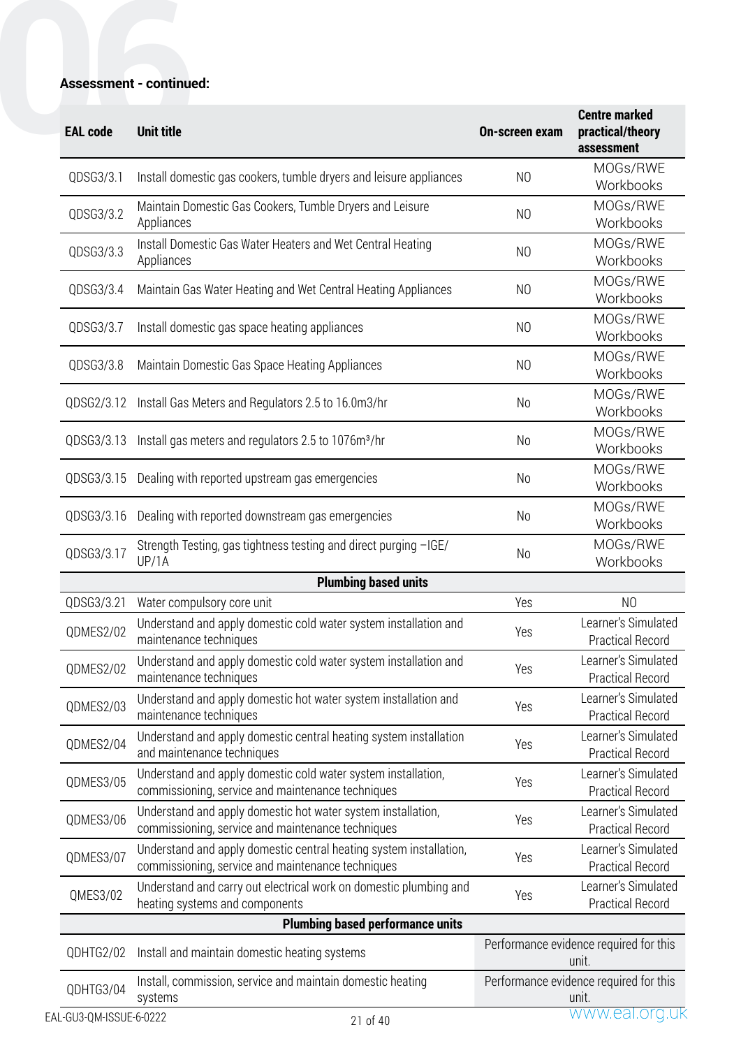**Assessment - continued:**

| EAL code | Unit title | On-screen exam | Centre marked practical/theory assessment |
|---|---|---|---|
| QDSG3/3.1 | Install domestic gas cookers, tumble dryers and leisure appliances | NO | MOGs/RWE Workbooks |
| QDSG3/3.2 | Maintain Domestic Gas Cookers, Tumble Dryers and Leisure Appliances | NO | MOGs/RWE Workbooks |
| QDSG3/3.3 | Install Domestic Gas Water Heaters and Wet Central Heating Appliances | NO | MOGs/RWE Workbooks |
| QDSG3/3.4 | Maintain Gas Water Heating and Wet Central Heating Appliances | NO | MOGs/RWE Workbooks |
| QDSG3/3.7 | Install domestic gas space heating appliances | NO | MOGs/RWE Workbooks |
| QDSG3/3.8 | Maintain Domestic Gas Space Heating Appliances | NO | MOGs/RWE Workbooks |
| QDSG2/3.12 | Install Gas Meters and Regulators 2.5 to 16.0m3/hr | No | MOGs/RWE Workbooks |
| QDSG3/3.13 | Install gas meters and regulators 2.5 to 1076m³/hr | No | MOGs/RWE Workbooks |
| QDSG3/3.15 | Dealing with reported upstream gas emergencies | No | MOGs/RWE Workbooks |
| QDSG3/3.16 | Dealing with reported downstream gas emergencies | No | MOGs/RWE Workbooks |
| QDSG3/3.17 | Strength Testing, gas tightness testing and direct purging –IGE/UP/1A | No | MOGs/RWE Workbooks |
| | **Plumbing based units** | | |
| QDSG3/3.21 | Water compulsory core unit | Yes | NO |
| QDMES2/02 | Understand and apply domestic cold water system installation and maintenance techniques | Yes | Learner's Simulated Practical Record |
| QDMES2/02 | Understand and apply domestic cold water system installation and maintenance techniques | Yes | Learner's Simulated Practical Record |
| QDMES2/03 | Understand and apply domestic hot water system installation and maintenance techniques | Yes | Learner's Simulated Practical Record |
| QDMES2/04 | Understand and apply domestic central heating system installation and maintenance techniques | Yes | Learner's Simulated Practical Record |
| QDMES3/05 | Understand and apply domestic cold water system installation, commissioning, service and maintenance techniques | Yes | Learner's Simulated Practical Record |
| QDMES3/06 | Understand and apply domestic hot water system installation, commissioning, service and maintenance techniques | Yes | Learner's Simulated Practical Record |
| QDMES3/07 | Understand and apply domestic central heating system installation, commissioning, service and maintenance techniques | Yes | Learner's Simulated Practical Record |
| QMES3/02 | Understand and carry out electrical work on domestic plumbing and heating systems and components | Yes | Learner's Simulated Practical Record |
| | **Plumbing based performance units** | | |
| QDHTG2/02 | Install and maintain domestic heating systems | Performance evidence required for this unit. | |
| QDHTG3/04 | Install, commission, service and maintain domestic heating systems | Performance evidence required for this unit. | |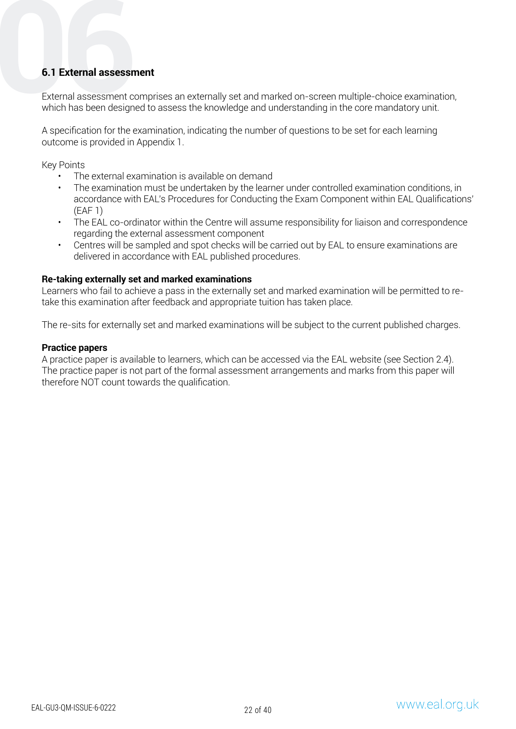## 6.1 External assessment

External assessment comprises an externally set and marked on-screen multiple-choice examination, which has been designed to assess the knowledge and understanding in the core mandatory unit.

A specification for the examination, indicating the number of questions to be set for each learning outcome is provided in Appendix 1.

Key Points

- The external examination is available on demand
- The examination must be undertaken by the learner under controlled examination conditions, in accordance with EAL's Procedures for Conducting the Exam Component within EAL Qualifications' (EAF 1)
- The EAL co-ordinator within the Centre will assume responsibility for liaison and correspondence regarding the external assessment component
- Centres will be sampled and spot checks will be carried out by EAL to ensure examinations are delivered in accordance with EAL published procedures.

**Re-taking externally set and marked examinations**

Learners who fail to achieve a pass in the externally set and marked examination will be permitted to re-take this examination after feedback and appropriate tuition has taken place.

The re-sits for externally set and marked examinations will be subject to the current published charges.

**Practice papers**

A practice paper is available to learners, which can be accessed via the EAL website (see Section 2.4). The practice paper is not part of the formal assessment arrangements and marks from this paper will therefore NOT count towards the qualification.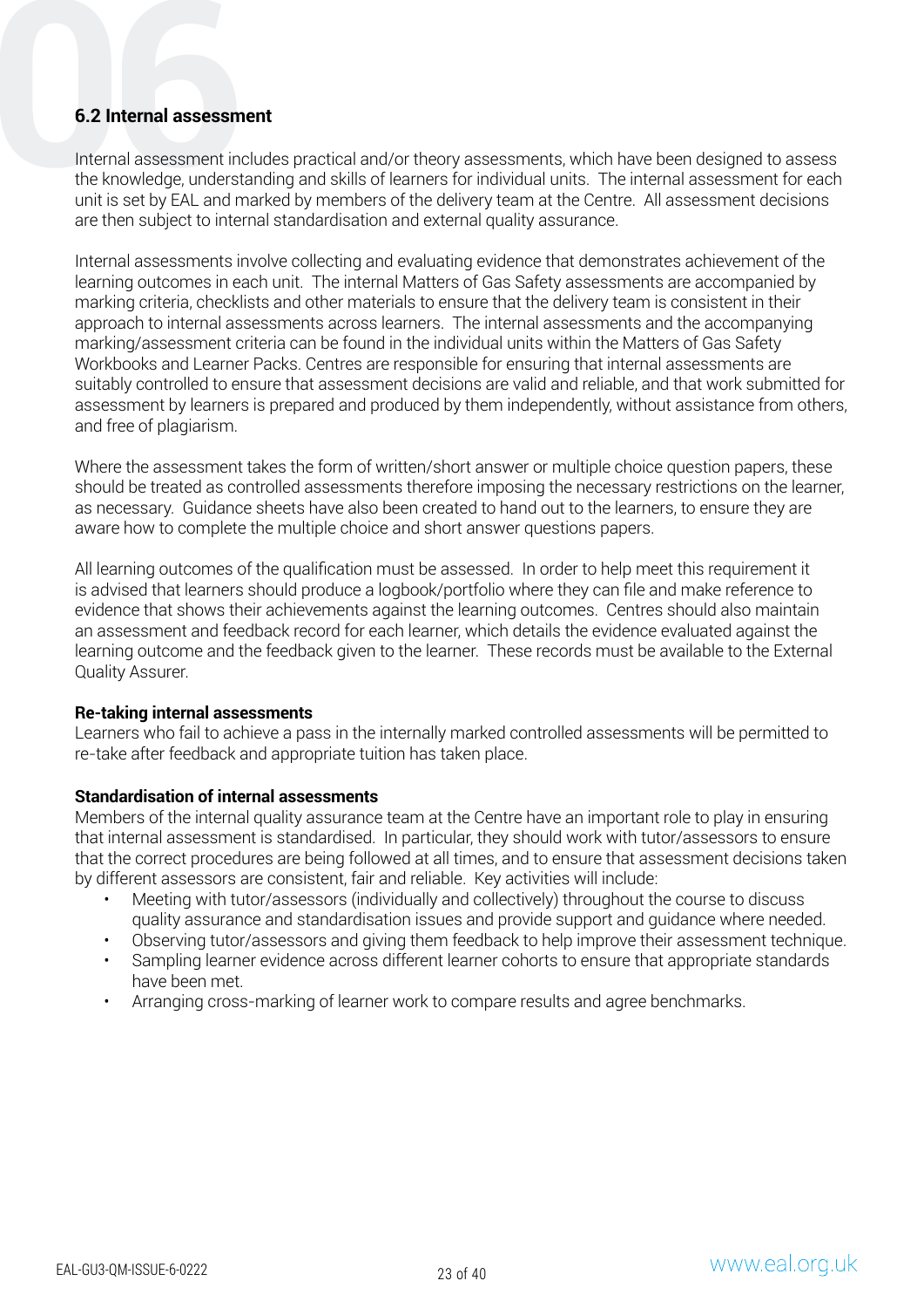## 6.2 Internal assessment

Internal assessment includes practical and/or theory assessments, which have been designed to assess the knowledge, understanding and skills of learners for individual units. The internal assessment for each unit is set by EAL and marked by members of the delivery team at the Centre. All assessment decisions are then subject to internal standardisation and external quality assurance.

Internal assessments involve collecting and evaluating evidence that demonstrates achievement of the learning outcomes in each unit. The internal Matters of Gas Safety assessments are accompanied by marking criteria, checklists and other materials to ensure that the delivery team is consistent in their approach to internal assessments across learners. The internal assessments and the accompanying marking/assessment criteria can be found in the individual units within the Matters of Gas Safety Workbooks and Learner Packs. Centres are responsible for ensuring that internal assessments are suitably controlled to ensure that assessment decisions are valid and reliable, and that work submitted for assessment by learners is prepared and produced by them independently, without assistance from others, and free of plagiarism.

Where the assessment takes the form of written/short answer or multiple choice question papers, these should be treated as controlled assessments therefore imposing the necessary restrictions on the learner, as necessary. Guidance sheets have also been created to hand out to the learners, to ensure they are aware how to complete the multiple choice and short answer questions papers.

All learning outcomes of the qualification must be assessed. In order to help meet this requirement it is advised that learners should produce a logbook/portfolio where they can file and make reference to evidence that shows their achievements against the learning outcomes. Centres should also maintain an assessment and feedback record for each learner, which details the evidence evaluated against the learning outcome and the feedback given to the learner. These records must be available to the External Quality Assurer.

**Re-taking internal assessments**
Learners who fail to achieve a pass in the internally marked controlled assessments will be permitted to re-take after feedback and appropriate tuition has taken place.

**Standardisation of internal assessments**
Members of the internal quality assurance team at the Centre have an important role to play in ensuring that internal assessment is standardised. In particular, they should work with tutor/assessors to ensure that the correct procedures are being followed at all times, and to ensure that assessment decisions taken by different assessors are consistent, fair and reliable. Key activities will include:

- Meeting with tutor/assessors (individually and collectively) throughout the course to discuss quality assurance and standardisation issues and provide support and guidance where needed.
- Observing tutor/assessors and giving them feedback to help improve their assessment technique.
- Sampling learner evidence across different learner cohorts to ensure that appropriate standards have been met.
- Arranging cross-marking of learner work to compare results and agree benchmarks.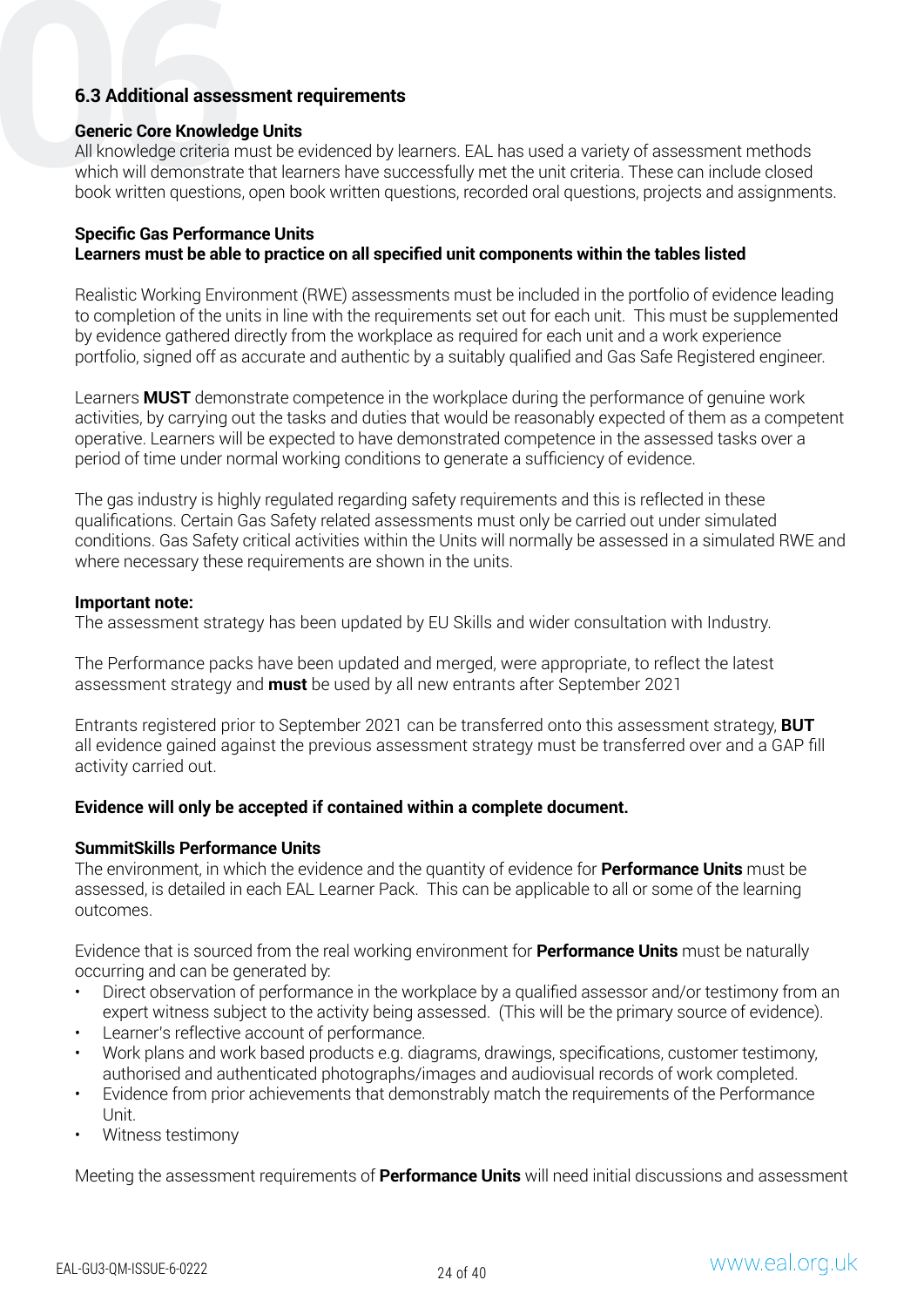## 6.3 Additional assessment requirements

**Generic Core Knowledge Units**
All knowledge criteria must be evidenced by learners. EAL has used a variety of assessment methods which will demonstrate that learners have successfully met the unit criteria. These can include closed book written questions, open book written questions, recorded oral questions, projects and assignments.

**Specific Gas Performance Units**
**Learners must be able to practice on all specified unit components within the tables listed**

Realistic Working Environment (RWE) assessments must be included in the portfolio of evidence leading to completion of the units in line with the requirements set out for each unit. This must be supplemented by evidence gathered directly from the workplace as required for each unit and a work experience portfolio, signed off as accurate and authentic by a suitably qualified and Gas Safe Registered engineer.

Learners **MUST** demonstrate competence in the workplace during the performance of genuine work activities, by carrying out the tasks and duties that would be reasonably expected of them as a competent operative. Learners will be expected to have demonstrated competence in the assessed tasks over a period of time under normal working conditions to generate a sufficiency of evidence.

The gas industry is highly regulated regarding safety requirements and this is reflected in these qualifications. Certain Gas Safety related assessments must only be carried out under simulated conditions. Gas Safety critical activities within the Units will normally be assessed in a simulated RWE and where necessary these requirements are shown in the units.

**Important note:**
The assessment strategy has been updated by EU Skills and wider consultation with Industry.

The Performance packs have been updated and merged, were appropriate, to reflect the latest assessment strategy and **must** be used by all new entrants after September 2021

Entrants registered prior to September 2021 can be transferred onto this assessment strategy, **BUT** all evidence gained against the previous assessment strategy must be transferred over and a GAP fill activity carried out.

**Evidence will only be accepted if contained within a complete document.**

**SummitSkills Performance Units**
The environment, in which the evidence and the quantity of evidence for **Performance Units** must be assessed, is detailed in each EAL Learner Pack. This can be applicable to all or some of the learning outcomes.

Evidence that is sourced from the real working environment for **Performance Units** must be naturally occurring and can be generated by:

- Direct observation of performance in the workplace by a qualified assessor and/or testimony from an expert witness subject to the activity being assessed. (This will be the primary source of evidence).
- Learner's reflective account of performance.
- Work plans and work based products e.g. diagrams, drawings, specifications, customer testimony, authorised and authenticated photographs/images and audiovisual records of work completed.
- Evidence from prior achievements that demonstrably match the requirements of the Performance Unit.
- Witness testimony

Meeting the assessment requirements of **Performance Units** will need initial discussions and assessment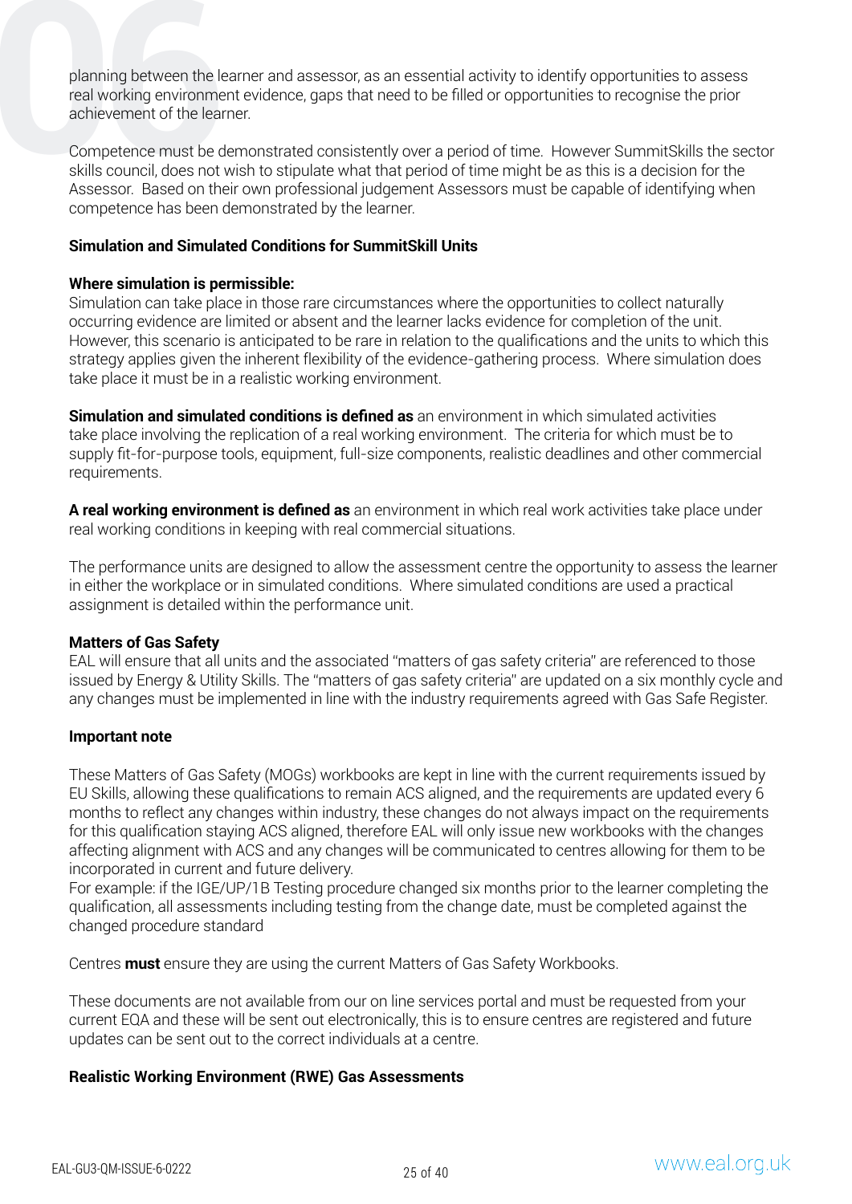planning between the learner and assessor, as an essential activity to identify opportunities to assess real working environment evidence, gaps that need to be filled or opportunities to recognise the prior achievement of the learner.

Competence must be demonstrated consistently over a period of time. However SummitSkills the sector skills council, does not wish to stipulate what that period of time might be as this is a decision for the Assessor. Based on their own professional judgement Assessors must be capable of identifying when competence has been demonstrated by the learner.

**Simulation and Simulated Conditions for SummitSkill Units**

**Where simulation is permissible:**
Simulation can take place in those rare circumstances where the opportunities to collect naturally occurring evidence are limited or absent and the learner lacks evidence for completion of the unit. However, this scenario is anticipated to be rare in relation to the qualifications and the units to which this strategy applies given the inherent flexibility of the evidence-gathering process. Where simulation does take place it must be in a realistic working environment.

**Simulation and simulated conditions is defined as** an environment in which simulated activities take place involving the replication of a real working environment. The criteria for which must be to supply fit-for-purpose tools, equipment, full-size components, realistic deadlines and other commercial requirements.

**A real working environment is defined as** an environment in which real work activities take place under real working conditions in keeping with real commercial situations.

The performance units are designed to allow the assessment centre the opportunity to assess the learner in either the workplace or in simulated conditions. Where simulated conditions are used a practical assignment is detailed within the performance unit.

**Matters of Gas Safety**
EAL will ensure that all units and the associated "matters of gas safety criteria" are referenced to those issued by Energy & Utility Skills. The "matters of gas safety criteria" are updated on a six monthly cycle and any changes must be implemented in line with the industry requirements agreed with Gas Safe Register.

**Important note**

These Matters of Gas Safety (MOGs) workbooks are kept in line with the current requirements issued by EU Skills, allowing these qualifications to remain ACS aligned, and the requirements are updated every 6 months to reflect any changes within industry, these changes do not always impact on the requirements for this qualification staying ACS aligned, therefore EAL will only issue new workbooks with the changes affecting alignment with ACS and any changes will be communicated to centres allowing for them to be incorporated in current and future delivery.
For example: if the IGE/UP/1B Testing procedure changed six months prior to the learner completing the qualification, all assessments including testing from the change date, must be completed against the changed procedure standard

Centres **must** ensure they are using the current Matters of Gas Safety Workbooks.

These documents are not available from our on line services portal and must be requested from your current EQA and these will be sent out electronically, this is to ensure centres are registered and future updates can be sent out to the correct individuals at a centre.

**Realistic Working Environment (RWE) Gas Assessments**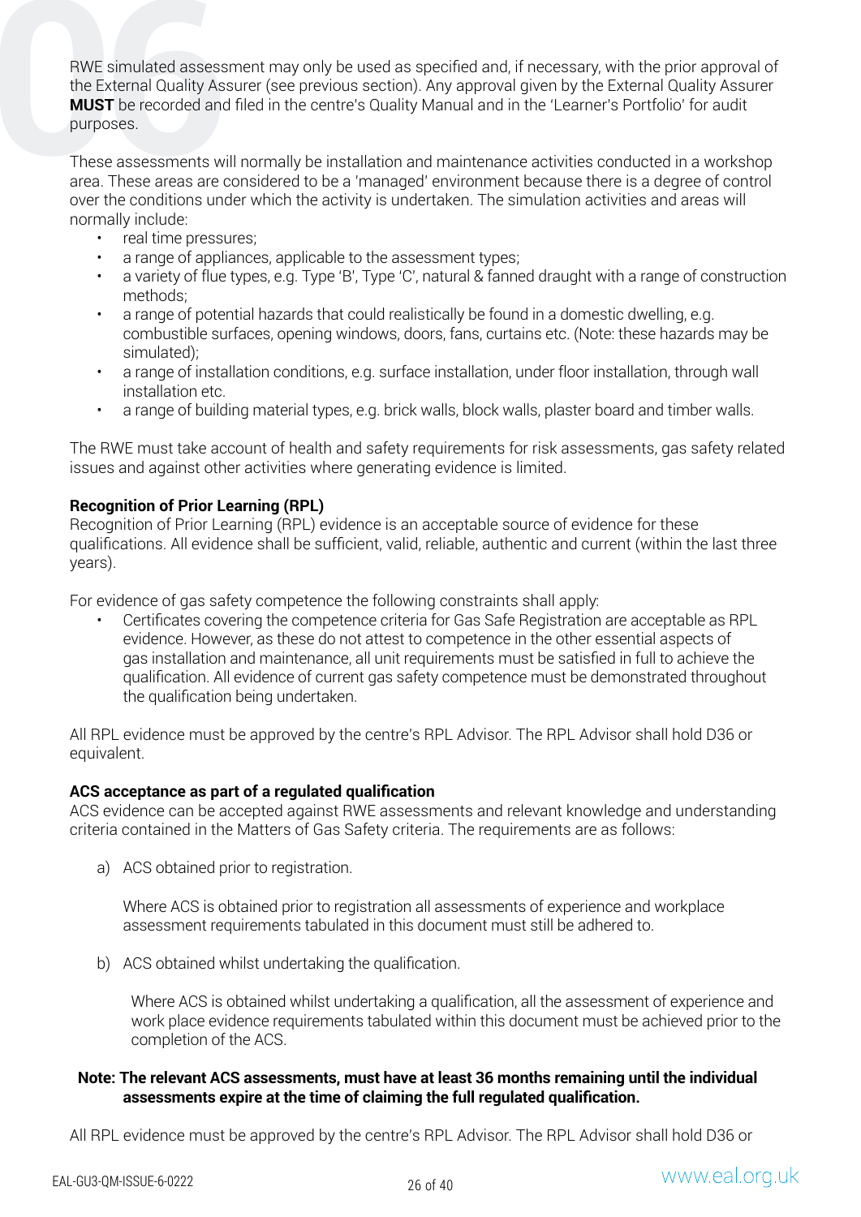RWE simulated assessment may only be used as specified and, if necessary, with the prior approval of the External Quality Assurer (see previous section). Any approval given by the External Quality Assurer **MUST** be recorded and filed in the centre's Quality Manual and in the 'Learner's Portfolio' for audit purposes.

These assessments will normally be installation and maintenance activities conducted in a workshop area. These areas are considered to be a 'managed' environment because there is a degree of control over the conditions under which the activity is undertaken. The simulation activities and areas will normally include:

- real time pressures;
- a range of appliances, applicable to the assessment types;
- a variety of flue types, e.g. Type 'B', Type 'C', natural & fanned draught with a range of construction methods;
- a range of potential hazards that could realistically be found in a domestic dwelling, e.g. combustible surfaces, opening windows, doors, fans, curtains etc. (Note: these hazards may be simulated);
- a range of installation conditions, e.g. surface installation, under floor installation, through wall installation etc.
- a range of building material types, e.g. brick walls, block walls, plaster board and timber walls.

The RWE must take account of health and safety requirements for risk assessments, gas safety related issues and against other activities where generating evidence is limited.

**Recognition of Prior Learning (RPL)**

Recognition of Prior Learning (RPL) evidence is an acceptable source of evidence for these qualifications. All evidence shall be sufficient, valid, reliable, authentic and current (within the last three years).

For evidence of gas safety competence the following constraints shall apply:

- Certificates covering the competence criteria for Gas Safe Registration are acceptable as RPL evidence. However, as these do not attest to competence in the other essential aspects of gas installation and maintenance, all unit requirements must be satisfied in full to achieve the qualification. All evidence of current gas safety competence must be demonstrated throughout the qualification being undertaken.

All RPL evidence must be approved by the centre's RPL Advisor. The RPL Advisor shall hold D36 or equivalent.

**ACS acceptance as part of a regulated qualification**

ACS evidence can be accepted against RWE assessments and relevant knowledge and understanding criteria contained in the Matters of Gas Safety criteria. The requirements are as follows:

a) ACS obtained prior to registration.

   Where ACS is obtained prior to registration all assessments of experience and workplace assessment requirements tabulated in this document must still be adhered to.

b) ACS obtained whilst undertaking the qualification.

   Where ACS is obtained whilst undertaking a qualification, all the assessment of experience and work place evidence requirements tabulated within this document must be achieved prior to the completion of the ACS.

**Note: The relevant ACS assessments, must have at least 36 months remaining until the individual assessments expire at the time of claiming the full regulated qualification.**

All RPL evidence must be approved by the centre's RPL Advisor. The RPL Advisor shall hold D36 or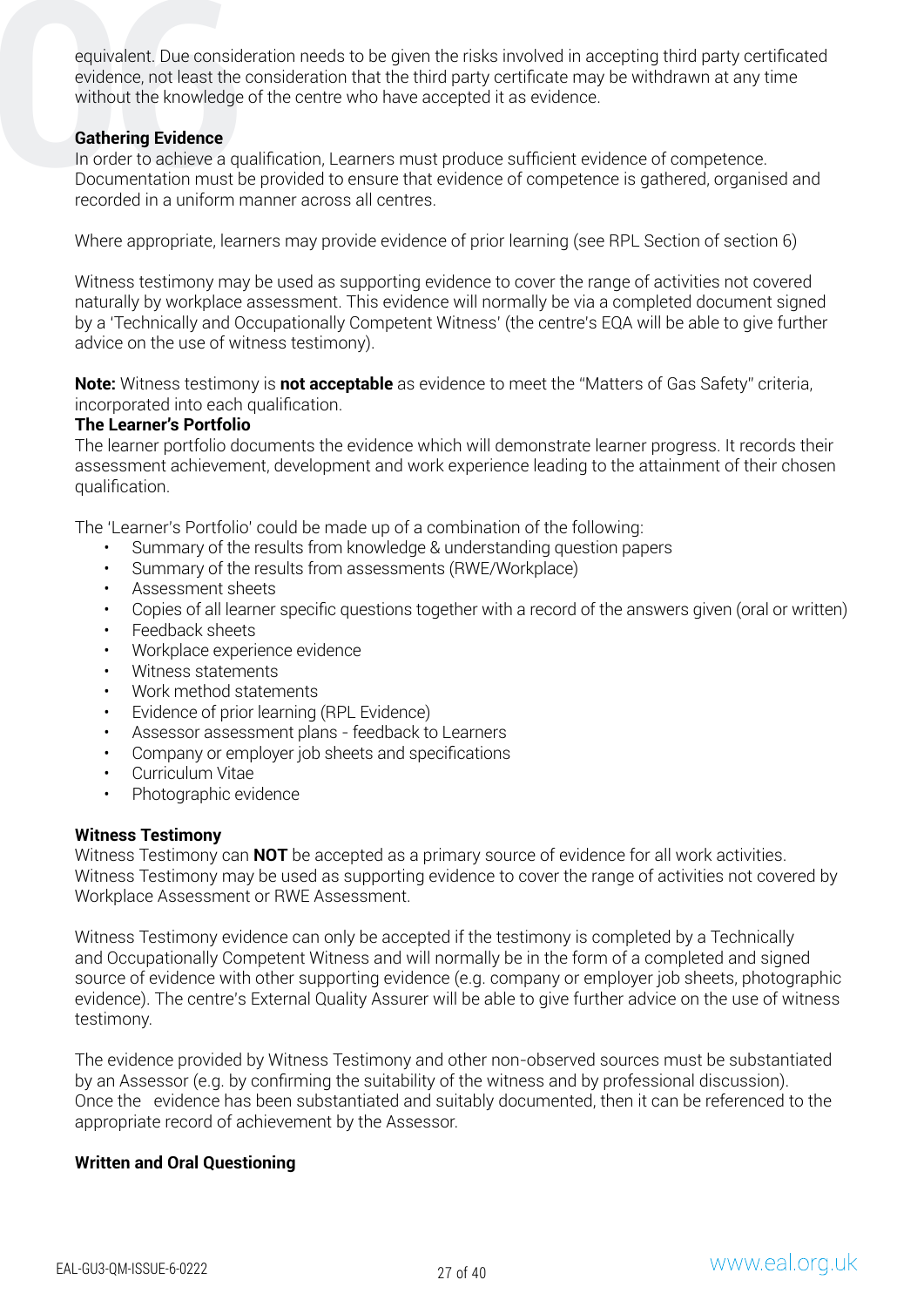equivalent. Due consideration needs to be given the risks involved in accepting third party certificated evidence, not least the consideration that the third party certificate may be withdrawn at any time without the knowledge of the centre who have accepted it as evidence.

**Gathering Evidence**

In order to achieve a qualification, Learners must produce sufficient evidence of competence. Documentation must be provided to ensure that evidence of competence is gathered, organised and recorded in a uniform manner across all centres.

Where appropriate, learners may provide evidence of prior learning (see RPL Section of section 6)

Witness testimony may be used as supporting evidence to cover the range of activities not covered naturally by workplace assessment. This evidence will normally be via a completed document signed by a 'Technically and Occupationally Competent Witness' (the centre's EQA will be able to give further advice on the use of witness testimony).

**Note:** Witness testimony is **not acceptable** as evidence to meet the "Matters of Gas Safety" criteria, incorporated into each qualification.

**The Learner's Portfolio**

The learner portfolio documents the evidence which will demonstrate learner progress. It records their assessment achievement, development and work experience leading to the attainment of their chosen qualification.

The 'Learner's Portfolio' could be made up of a combination of the following:

- Summary of the results from knowledge & understanding question papers
- Summary of the results from assessments (RWE/Workplace)
- Assessment sheets
- Copies of all learner specific questions together with a record of the answers given (oral or written)
- Feedback sheets
- Workplace experience evidence
- Witness statements
- Work method statements
- Evidence of prior learning (RPL Evidence)
- Assessor assessment plans - feedback to Learners
- Company or employer job sheets and specifications
- Curriculum Vitae
- Photographic evidence

**Witness Testimony**

Witness Testimony can **NOT** be accepted as a primary source of evidence for all work activities. Witness Testimony may be used as supporting evidence to cover the range of activities not covered by Workplace Assessment or RWE Assessment.

Witness Testimony evidence can only be accepted if the testimony is completed by a Technically and Occupationally Competent Witness and will normally be in the form of a completed and signed source of evidence with other supporting evidence (e.g. company or employer job sheets, photographic evidence). The centre's External Quality Assurer will be able to give further advice on the use of witness testimony.

The evidence provided by Witness Testimony and other non-observed sources must be substantiated by an Assessor (e.g. by confirming the suitability of the witness and by professional discussion). Once the evidence has been substantiated and suitably documented, then it can be referenced to the appropriate record of achievement by the Assessor.

**Written and Oral Questioning**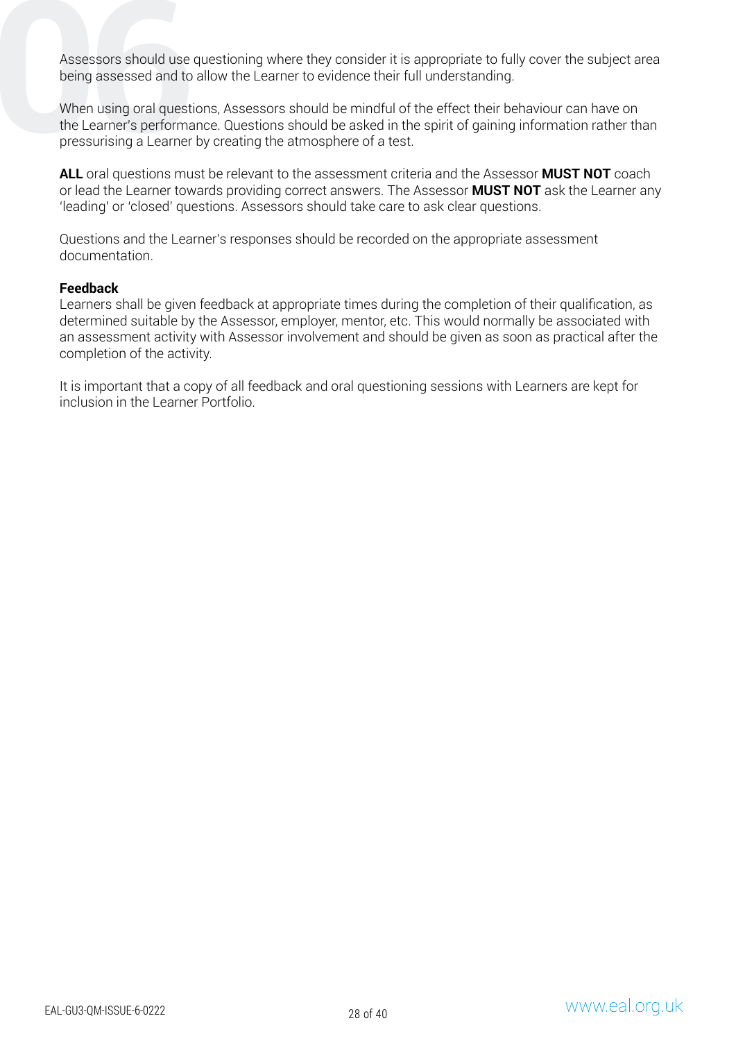Assessors should use questioning where they consider it is appropriate to fully cover the subject area being assessed and to allow the Learner to evidence their full understanding.

When using oral questions, Assessors should be mindful of the effect their behaviour can have on the Learner's performance. Questions should be asked in the spirit of gaining information rather than pressurising a Learner by creating the atmosphere of a test.

**ALL** oral questions must be relevant to the assessment criteria and the Assessor **MUST NOT** coach or lead the Learner towards providing correct answers. The Assessor **MUST NOT** ask the Learner any 'leading' or 'closed' questions. Assessors should take care to ask clear questions.

Questions and the Learner's responses should be recorded on the appropriate assessment documentation.

**Feedback**

Learners shall be given feedback at appropriate times during the completion of their qualification, as determined suitable by the Assessor, employer, mentor, etc. This would normally be associated with an assessment activity with Assessor involvement and should be given as soon as practical after the completion of the activity.

It is important that a copy of all feedback and oral questioning sessions with Learners are kept for inclusion in the Learner Portfolio.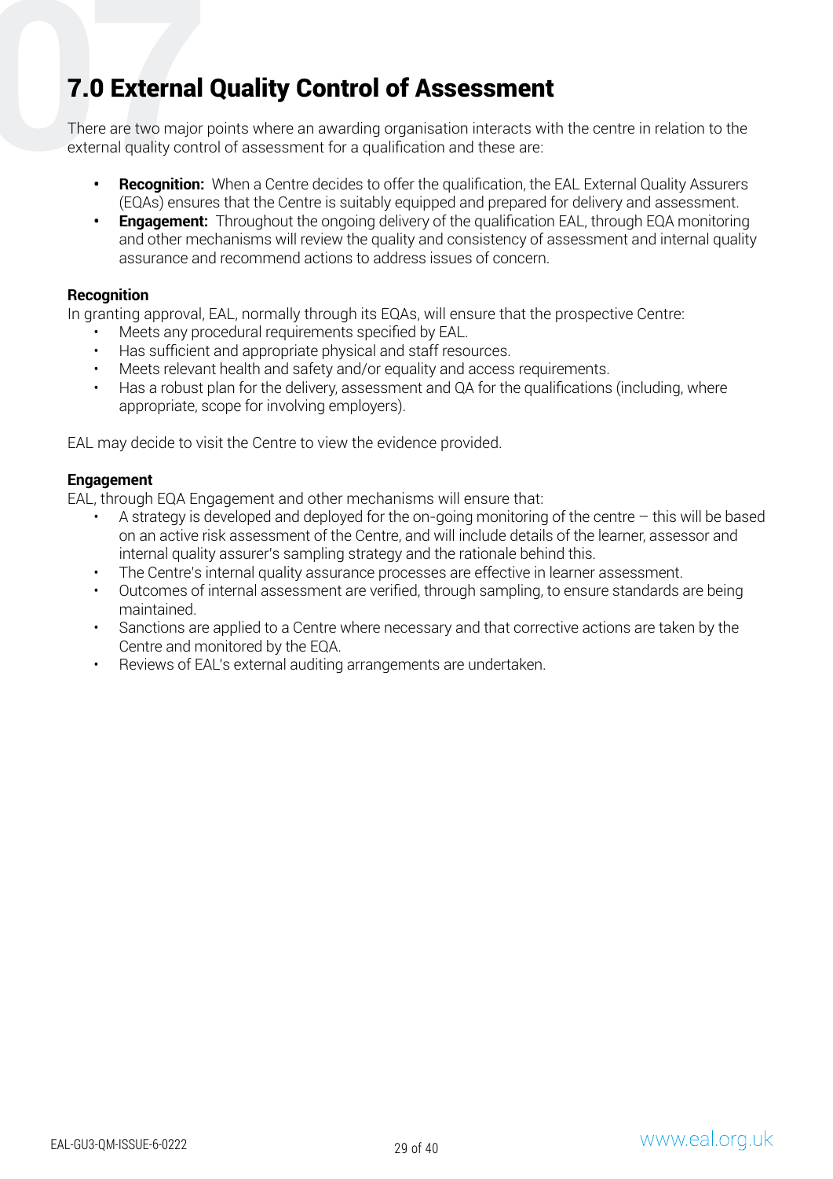# 7.0 External Quality Control of Assessment

There are two major points where an awarding organisation interacts with the centre in relation to the external quality control of assessment for a qualification and these are:

- **Recognition:** When a Centre decides to offer the qualification, the EAL External Quality Assurers (EQAs) ensures that the Centre is suitably equipped and prepared for delivery and assessment.
- **Engagement:** Throughout the ongoing delivery of the qualification EAL, through EQA monitoring and other mechanisms will review the quality and consistency of assessment and internal quality assurance and recommend actions to address issues of concern.

**Recognition**

In granting approval, EAL, normally through its EQAs, will ensure that the prospective Centre:

- Meets any procedural requirements specified by EAL.
- Has sufficient and appropriate physical and staff resources.
- Meets relevant health and safety and/or equality and access requirements.
- Has a robust plan for the delivery, assessment and QA for the qualifications (including, where appropriate, scope for involving employers).

EAL may decide to visit the Centre to view the evidence provided.

**Engagement**

EAL, through EQA Engagement and other mechanisms will ensure that:

- A strategy is developed and deployed for the on-going monitoring of the centre – this will be based on an active risk assessment of the Centre, and will include details of the learner, assessor and internal quality assurer's sampling strategy and the rationale behind this.
- The Centre's internal quality assurance processes are effective in learner assessment.
- Outcomes of internal assessment are verified, through sampling, to ensure standards are being maintained.
- Sanctions are applied to a Centre where necessary and that corrective actions are taken by the Centre and monitored by the EQA.
- Reviews of EAL's external auditing arrangements are undertaken.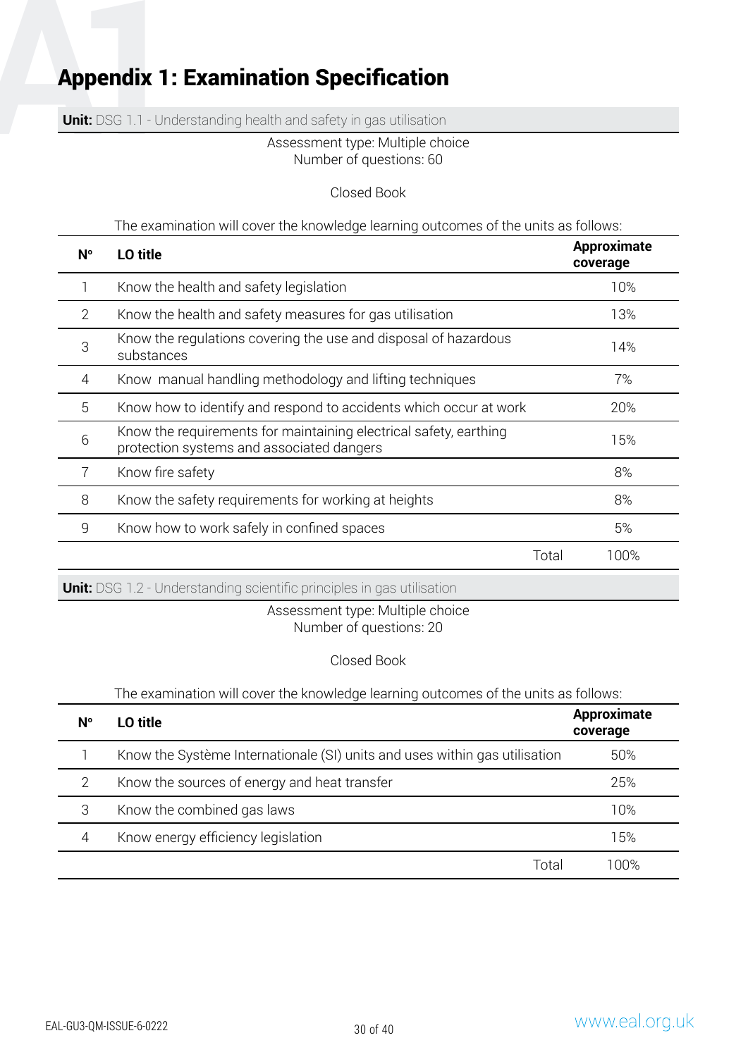# Appendix 1: Examination Specification

**Unit:** DSG 1.1 - Understanding health and safety in gas utilisation

Assessment type: Multiple choice
Number of questions: 60

Closed Book

The examination will cover the knowledge learning outcomes of the units as follows:

| Nº | LO title | Approximate coverage |
|---|---|---|
| 1 | Know the health and safety legislation | 10% |
| 2 | Know the health and safety measures for gas utilisation | 13% |
| 3 | Know the regulations covering the use and disposal of hazardous substances | 14% |
| 4 | Know manual handling methodology and lifting techniques | 7% |
| 5 | Know how to identify and respond to accidents which occur at work | 20% |
| 6 | Know the requirements for maintaining electrical safety, earthing protection systems and associated dangers | 15% |
| 7 | Know fire safety | 8% |
| 8 | Know the safety requirements for working at heights | 8% |
| 9 | Know how to work safely in confined spaces | 5% |
| | Total | 100% |

**Unit:** DSG 1.2 - Understanding scientific principles in gas utilisation

Assessment type: Multiple choice
Number of questions: 20

Closed Book

The examination will cover the knowledge learning outcomes of the units as follows:

| Nº | LO title | Approximate coverage |
|---|---|---|
| 1 | Know the Système Internationale (SI) units and uses within gas utilisation | 50% |
| 2 | Know the sources of energy and heat transfer | 25% |
| 3 | Know the combined gas laws | 10% |
| 4 | Know energy efficiency legislation | 15% |
| | Total | 100% |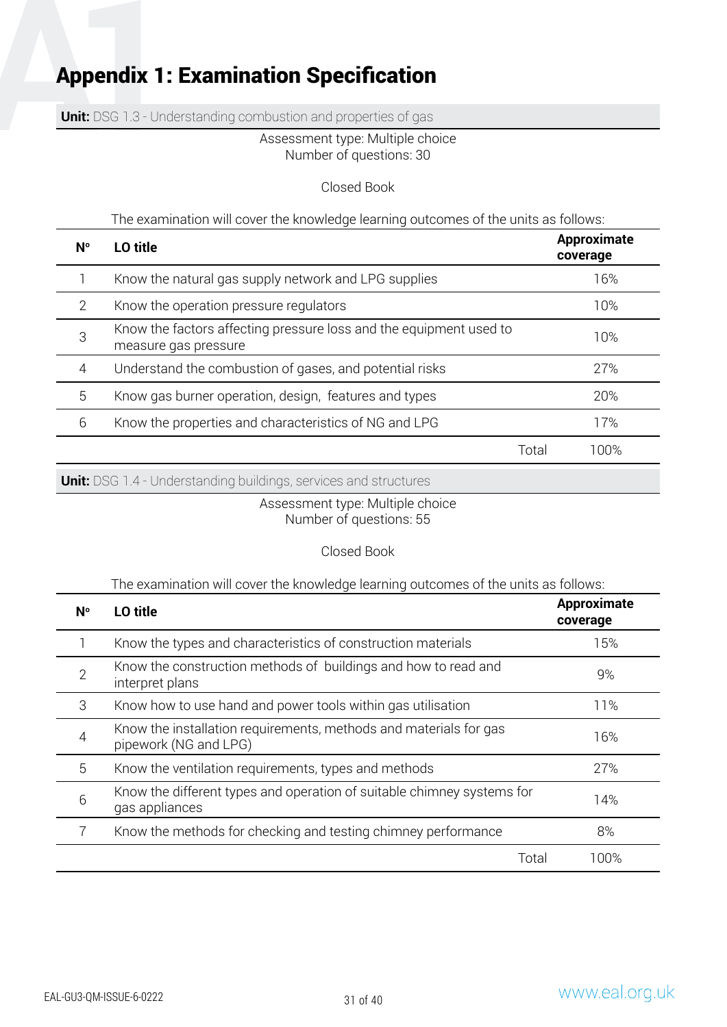# Appendix 1: Examination Specification

**Unit:** DSG 1.3 - Understanding combustion and properties of gas

Assessment type: Multiple choice
Number of questions: 30

Closed Book

The examination will cover the knowledge learning outcomes of the units as follows:

| Nº | LO title | Approximate coverage |
|---|---|---|
| 1 | Know the natural gas supply network and LPG supplies | 16% |
| 2 | Know the operation pressure regulators | 10% |
| 3 | Know the factors affecting pressure loss and the equipment used to measure gas pressure | 10% |
| 4 | Understand the combustion of gases, and potential risks | 27% |
| 5 | Know gas burner operation, design, features and types | 20% |
| 6 | Know the properties and characteristics of NG and LPG | 17% |
| | Total | 100% |

**Unit:** DSG 1.4 - Understanding buildings, services and structures

Assessment type: Multiple choice
Number of questions: 55

Closed Book

The examination will cover the knowledge learning outcomes of the units as follows:

| Nº | LO title | Approximate coverage |
|---|---|---|
| 1 | Know the types and characteristics of construction materials | 15% |
| 2 | Know the construction methods of buildings and how to read and interpret plans | 9% |
| 3 | Know how to use hand and power tools within gas utilisation | 11% |
| 4 | Know the installation requirements, methods and materials for gas pipework (NG and LPG) | 16% |
| 5 | Know the ventilation requirements, types and methods | 27% |
| 6 | Know the different types and operation of suitable chimney systems for gas appliances | 14% |
| 7 | Know the methods for checking and testing chimney performance | 8% |
| | Total | 100% |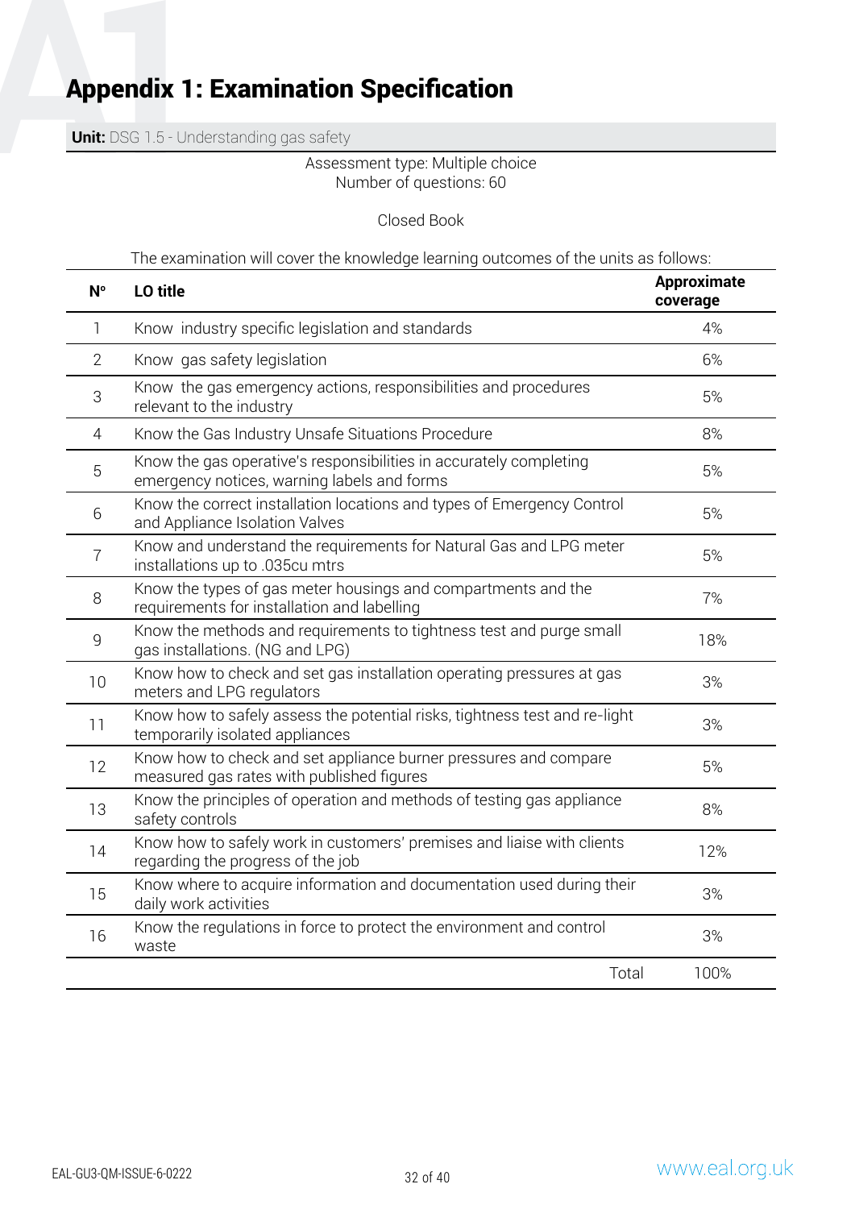# Appendix 1: Examination Specification

**Unit:** DSG 1.5 - Understanding gas safety

Assessment type: Multiple choice
Number of questions: 60

Closed Book

The examination will cover the knowledge learning outcomes of the units as follows:

| Nº | LO title | Approximate coverage |
|---|---|---|
| 1 | Know industry specific legislation and standards | 4% |
| 2 | Know gas safety legislation | 6% |
| 3 | Know the gas emergency actions, responsibilities and procedures relevant to the industry | 5% |
| 4 | Know the Gas Industry Unsafe Situations Procedure | 8% |
| 5 | Know the gas operative's responsibilities in accurately completing emergency notices, warning labels and forms | 5% |
| 6 | Know the correct installation locations and types of Emergency Control and Appliance Isolation Valves | 5% |
| 7 | Know and understand the requirements for Natural Gas and LPG meter installations up to .035cu mtrs | 5% |
| 8 | Know the types of gas meter housings and compartments and the requirements for installation and labelling | 7% |
| 9 | Know the methods and requirements to tightness test and purge small gas installations. (NG and LPG) | 18% |
| 10 | Know how to check and set gas installation operating pressures at gas meters and LPG regulators | 3% |
| 11 | Know how to safely assess the potential risks, tightness test and re-light temporarily isolated appliances | 3% |
| 12 | Know how to check and set appliance burner pressures and compare measured gas rates with published figures | 5% |
| 13 | Know the principles of operation and methods of testing gas appliance safety controls | 8% |
| 14 | Know how to safely work in customers' premises and liaise with clients regarding the progress of the job | 12% |
| 15 | Know where to acquire information and documentation used during their daily work activities | 3% |
| 16 | Know the regulations in force to protect the environment and control waste | 3% |
| | Total | 100% |

EAL-GU3-QM-ISSUE-6-0222

www.eal.org.uk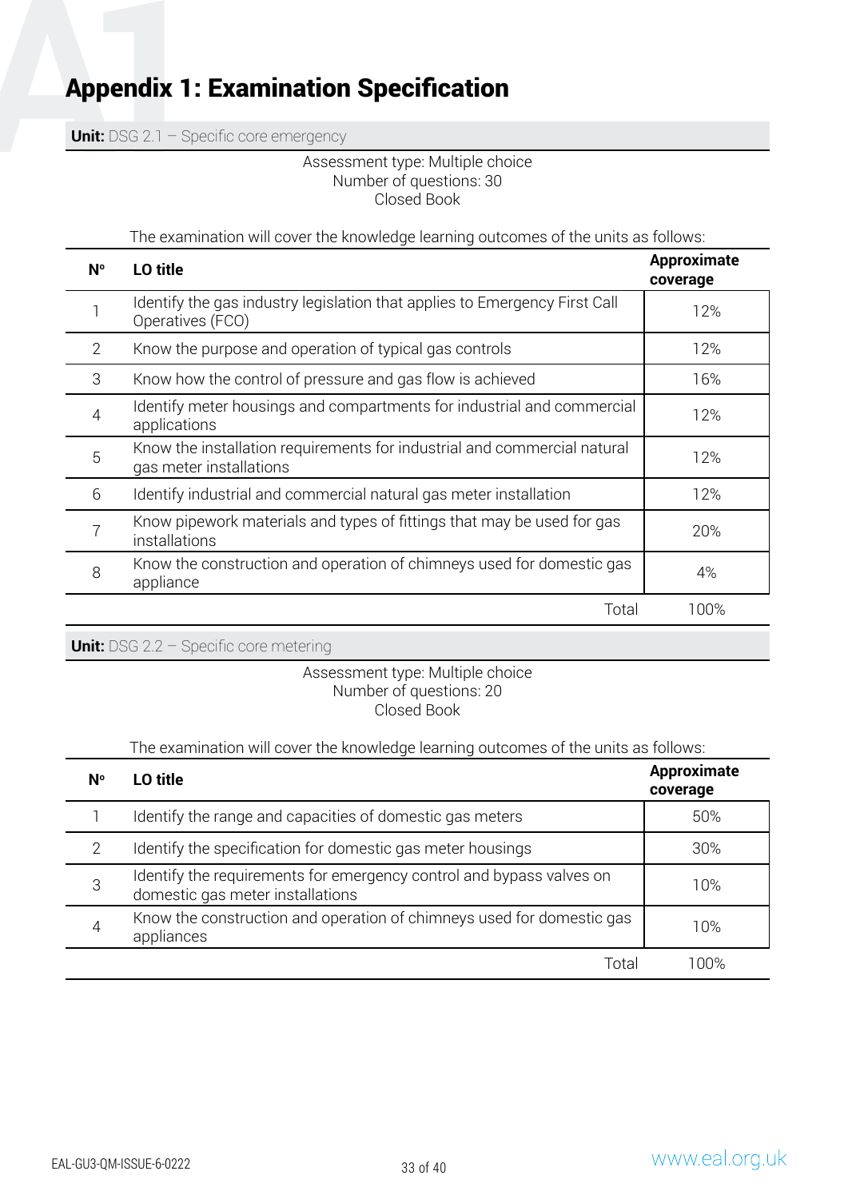# Appendix 1: Examination Specification

**Unit:** DSG 2.1 – Specific core emergency

Assessment type: Multiple choice
Number of questions: 30
Closed Book

The examination will cover the knowledge learning outcomes of the units as follows:

| Nº | LO title | Approximate coverage |
|---|---|---|
| 1 | Identify the gas industry legislation that applies to Emergency First Call Operatives (FCO) | 12% |
| 2 | Know the purpose and operation of typical gas controls | 12% |
| 3 | Know how the control of pressure and gas flow is achieved | 16% |
| 4 | Identify meter housings and compartments for industrial and commercial applications | 12% |
| 5 | Know the installation requirements for industrial and commercial natural gas meter installations | 12% |
| 6 | Identify industrial and commercial natural gas meter installation | 12% |
| 7 | Know pipework materials and types of fittings that may be used for gas installations | 20% |
| 8 | Know the construction and operation of chimneys used for domestic gas appliance | 4% |
| | Total | 100% |

**Unit:** DSG 2.2 – Specific core metering

Assessment type: Multiple choice
Number of questions: 20
Closed Book

The examination will cover the knowledge learning outcomes of the units as follows:

| Nº | LO title | Approximate coverage |
|---|---|---|
| 1 | Identify the range and capacities of domestic gas meters | 50% |
| 2 | Identify the specification for domestic gas meter housings | 30% |
| 3 | Identify the requirements for emergency control and bypass valves on domestic gas meter installations | 10% |
| 4 | Know the construction and operation of chimneys used for domestic gas appliances | 10% |
| | Total | 100% |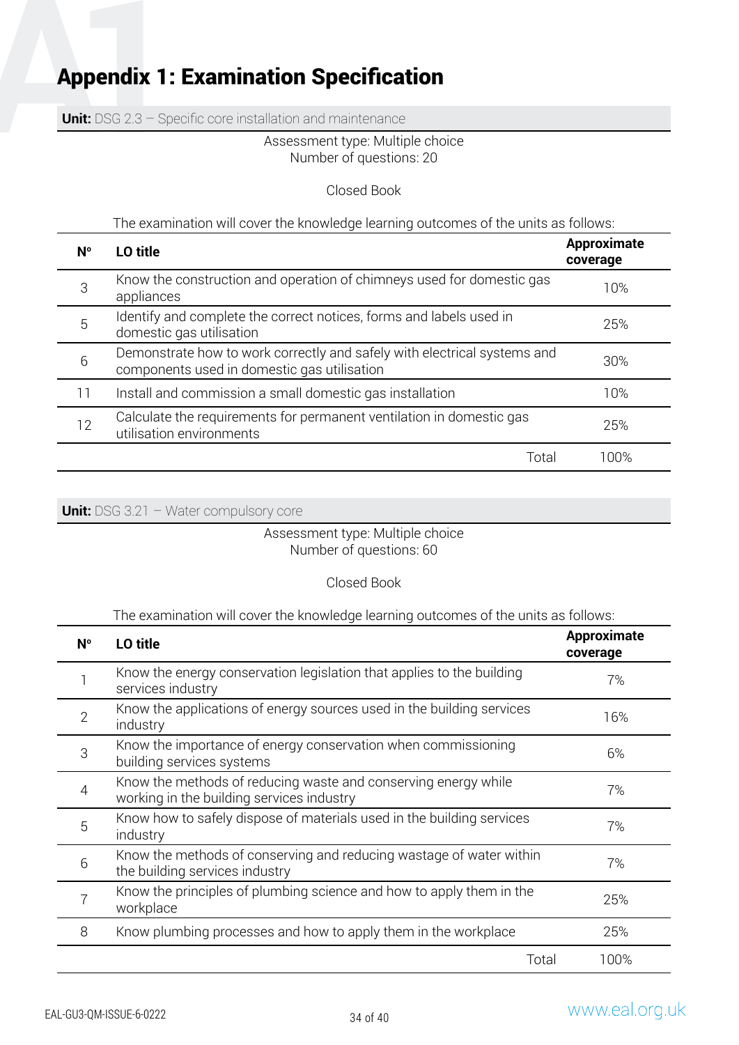# Appendix 1: Examination Specification

**Unit:** DSG 2.3 – Specific core installation and maintenance

Assessment type: Multiple choice
Number of questions: 20

Closed Book

The examination will cover the knowledge learning outcomes of the units as follows:

| Nº | LO title | Approximate coverage |
|---|---|---|
| 3 | Know the construction and operation of chimneys used for domestic gas appliances | 10% |
| 5 | Identify and complete the correct notices, forms and labels used in domestic gas utilisation | 25% |
| 6 | Demonstrate how to work correctly and safely with electrical systems and components used in domestic gas utilisation | 30% |
| 11 | Install and commission a small domestic gas installation | 10% |
| 12 | Calculate the requirements for permanent ventilation in domestic gas utilisation environments | 25% |
| | Total | 100% |

**Unit:** DSG 3.21 – Water compulsory core

Assessment type: Multiple choice
Number of questions: 60

Closed Book

The examination will cover the knowledge learning outcomes of the units as follows:

| Nº | LO title | Approximate coverage |
|---|---|---|
| 1 | Know the energy conservation legislation that applies to the building services industry | 7% |
| 2 | Know the applications of energy sources used in the building services industry | 16% |
| 3 | Know the importance of energy conservation when commissioning building services systems | 6% |
| 4 | Know the methods of reducing waste and conserving energy while working in the building services industry | 7% |
| 5 | Know how to safely dispose of materials used in the building services industry | 7% |
| 6 | Know the methods of conserving and reducing wastage of water within the building services industry | 7% |
| 7 | Know the principles of plumbing science and how to apply them in the workplace | 25% |
| 8 | Know plumbing processes and how to apply them in the workplace | 25% |
| | Total | 100% |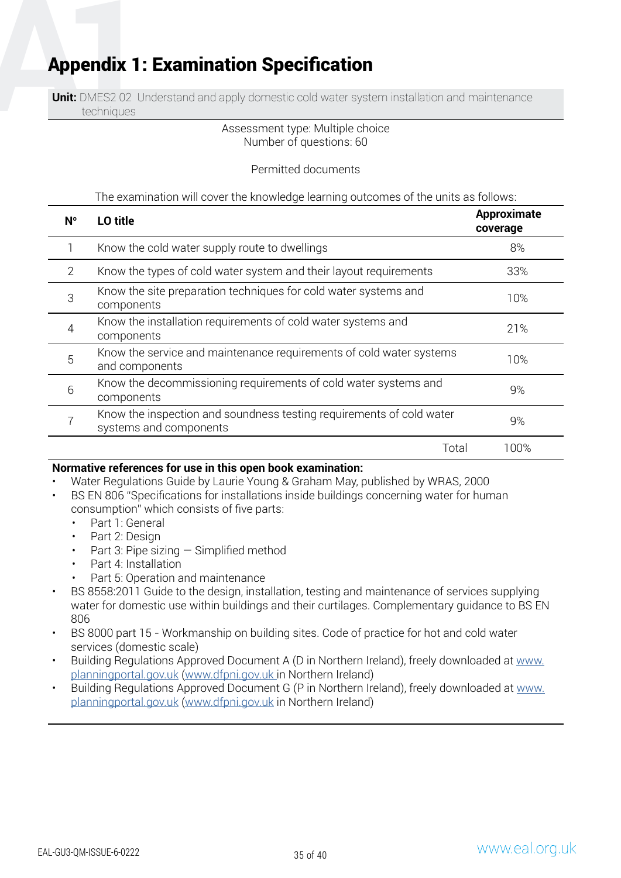# Appendix 1: Examination Specification

**Unit:** DMES2 02 Understand and apply domestic cold water system installation and maintenance techniques

Assessment type: Multiple choice
Number of questions: 60

Permitted documents

The examination will cover the knowledge learning outcomes of the units as follows:

| Nº | LO title | Approximate coverage |
|---|---|---|
| 1 | Know the cold water supply route to dwellings | 8% |
| 2 | Know the types of cold water system and their layout requirements | 33% |
| 3 | Know the site preparation techniques for cold water systems and components | 10% |
| 4 | Know the installation requirements of cold water systems and components | 21% |
| 5 | Know the service and maintenance requirements of cold water systems and components | 10% |
| 6 | Know the decommissioning requirements of cold water systems and components | 9% |
| 7 | Know the inspection and soundness testing requirements of cold water systems and components | 9% |
| | Total | 100% |

**Normative references for use in this open book examination:**

- Water Regulations Guide by Laurie Young & Graham May, published by WRAS, 2000
- BS EN 806 "Specifications for installations inside buildings concerning water for human consumption" which consists of five parts:
  - Part 1: General
  - Part 2: Design
  - Part 3: Pipe sizing — Simplified method
  - Part 4: Installation
  - Part 5: Operation and maintenance
- BS 8558:2011 Guide to the design, installation, testing and maintenance of services supplying water for domestic use within buildings and their curtilages. Complementary guidance to BS EN 806
- BS 8000 part 15 - Workmanship on building sites. Code of practice for hot and cold water services (domestic scale)
- Building Regulations Approved Document A (D in Northern Ireland), freely downloaded at www.planningportal.gov.uk (www.dfpni.gov.uk in Northern Ireland)
- Building Regulations Approved Document G (P in Northern Ireland), freely downloaded at www.planningportal.gov.uk (www.dfpni.gov.uk in Northern Ireland)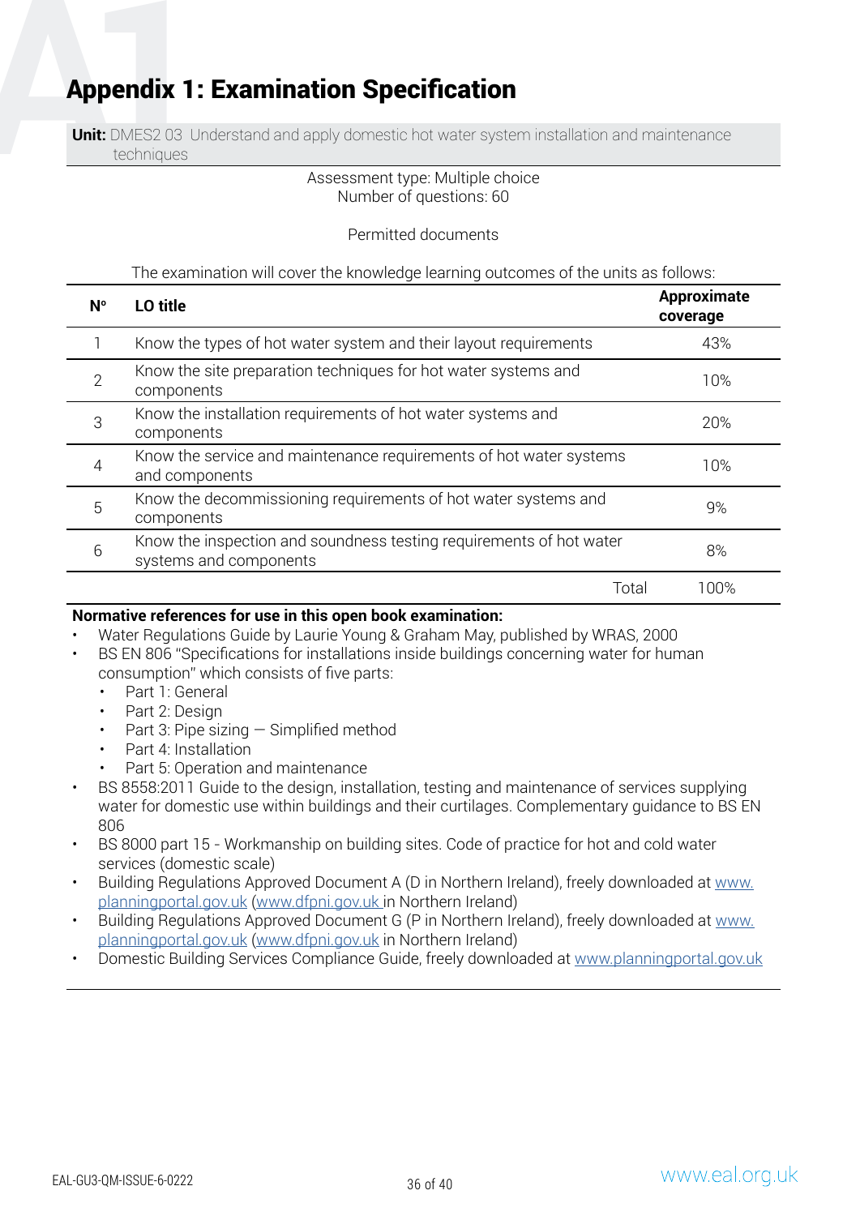# Appendix 1: Examination Specification

**Unit:** DMES2 03 Understand and apply domestic hot water system installation and maintenance techniques

Assessment type: Multiple choice
Number of questions: 60

Permitted documents

The examination will cover the knowledge learning outcomes of the units as follows:

| Nº | LO title | Approximate coverage |
|---|---|---|
| 1 | Know the types of hot water system and their layout requirements | 43% |
| 2 | Know the site preparation techniques for hot water systems and components | 10% |
| 3 | Know the installation requirements of hot water systems and components | 20% |
| 4 | Know the service and maintenance requirements of hot water systems and components | 10% |
| 5 | Know the decommissioning requirements of hot water systems and components | 9% |
| 6 | Know the inspection and soundness testing requirements of hot water systems and components | 8% |
| | Total | 100% |

**Normative references for use in this open book examination:**

- Water Regulations Guide by Laurie Young & Graham May, published by WRAS, 2000
- BS EN 806 "Specifications for installations inside buildings concerning water for human consumption" which consists of five parts:
  - Part 1: General
  - Part 2: Design
  - Part 3: Pipe sizing — Simplified method
  - Part 4: Installation
  - Part 5: Operation and maintenance
- BS 8558:2011 Guide to the design, installation, testing and maintenance of services supplying water for domestic use within buildings and their curtilages. Complementary guidance to BS EN 806
- BS 8000 part 15 - Workmanship on building sites. Code of practice for hot and cold water services (domestic scale)
- Building Regulations Approved Document A (D in Northern Ireland), freely downloaded at www.planningportal.gov.uk (www.dfpni.gov.uk in Northern Ireland)
- Building Regulations Approved Document G (P in Northern Ireland), freely downloaded at www.planningportal.gov.uk (www.dfpni.gov.uk in Northern Ireland)
- Domestic Building Services Compliance Guide, freely downloaded at www.planningportal.gov.uk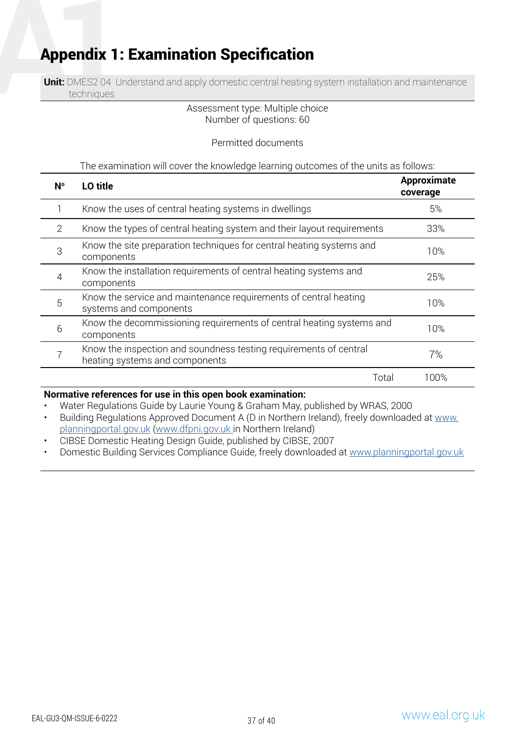# Appendix 1: Examination Specification

**Unit:** DMES2 04 Understand and apply domestic central heating system installation and maintenance techniques

Assessment type: Multiple choice
Number of questions: 60

Permitted documents

The examination will cover the knowledge learning outcomes of the units as follows:

| Nº | LO title | Approximate coverage |
|---|---|---|
| 1 | Know the uses of central heating systems in dwellings | 5% |
| 2 | Know the types of central heating system and their layout requirements | 33% |
| 3 | Know the site preparation techniques for central heating systems and components | 10% |
| 4 | Know the installation requirements of central heating systems and components | 25% |
| 5 | Know the service and maintenance requirements of central heating systems and components | 10% |
| 6 | Know the decommissioning requirements of central heating systems and components | 10% |
| 7 | Know the inspection and soundness testing requirements of central heating systems and components | 7% |
| | Total | 100% |

**Normative references for use in this open book examination:**

- Water Regulations Guide by Laurie Young & Graham May, published by WRAS, 2000
- Building Regulations Approved Document A (D in Northern Ireland), freely downloaded at www.planningportal.gov.uk (www.dfpni.gov.uk in Northern Ireland)
- CIBSE Domestic Heating Design Guide, published by CIBSE, 2007
- Domestic Building Services Compliance Guide, freely downloaded at www.planningportal.gov.uk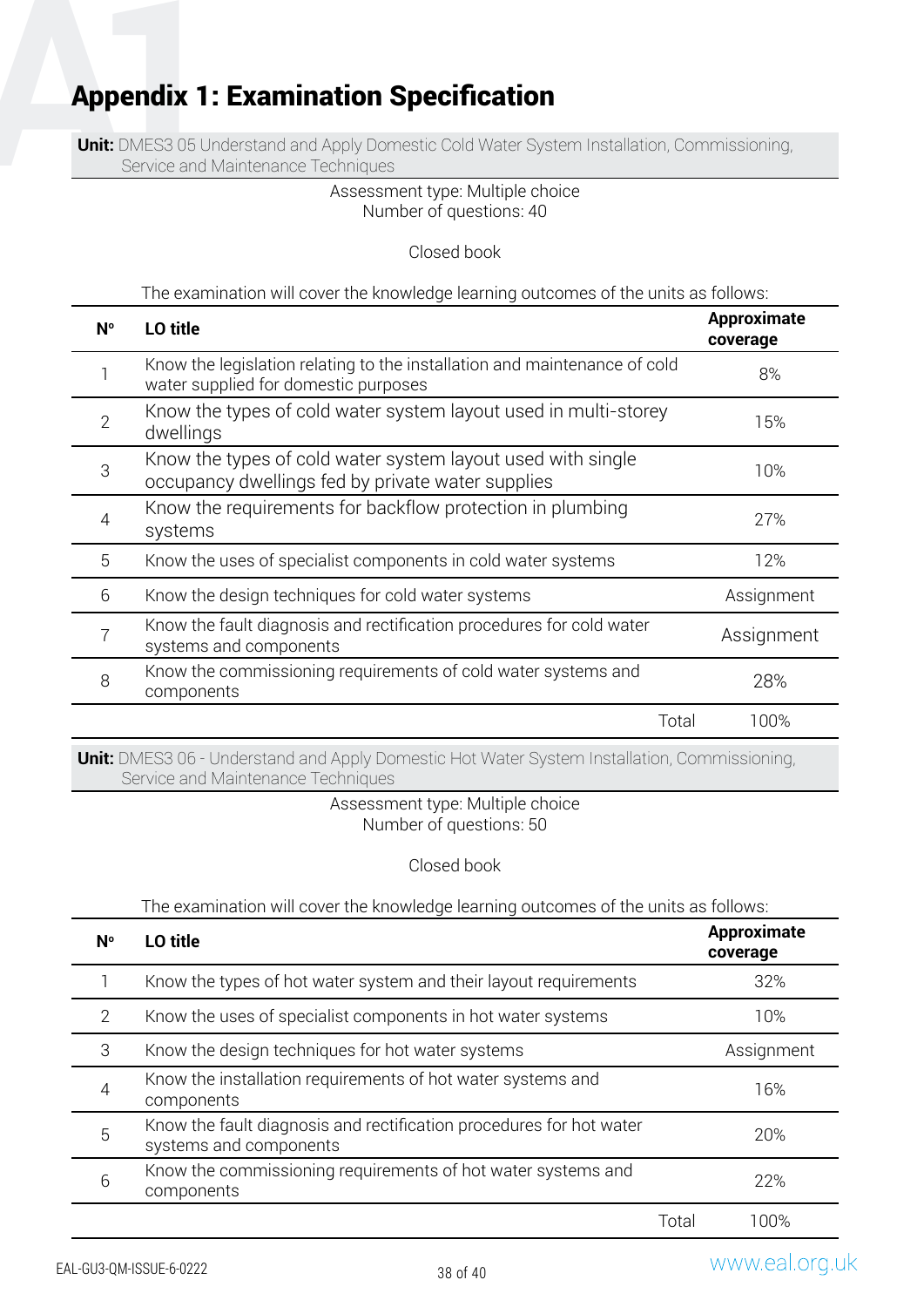# Appendix 1: Examination Specification

**Unit:** DMES3 05 Understand and Apply Domestic Cold Water System Installation, Commissioning, Service and Maintenance Techniques

Assessment type: Multiple choice
Number of questions: 40

Closed book

The examination will cover the knowledge learning outcomes of the units as follows:

| Nº | LO title | Approximate coverage |
|---|---|---|
| 1 | Know the legislation relating to the installation and maintenance of cold water supplied for domestic purposes | 8% |
| 2 | Know the types of cold water system layout used in multi-storey dwellings | 15% |
| 3 | Know the types of cold water system layout used with single occupancy dwellings fed by private water supplies | 10% |
| 4 | Know the requirements for backflow protection in plumbing systems | 27% |
| 5 | Know the uses of specialist components in cold water systems | 12% |
| 6 | Know the design techniques for cold water systems | Assignment |
| 7 | Know the fault diagnosis and rectification procedures for cold water systems and components | Assignment |
| 8 | Know the commissioning requirements of cold water systems and components | 28% |
| | Total | 100% |

**Unit:** DMES3 06 - Understand and Apply Domestic Hot Water System Installation, Commissioning, Service and Maintenance Techniques

Assessment type: Multiple choice
Number of questions: 50

Closed book

The examination will cover the knowledge learning outcomes of the units as follows:

| Nº | LO title | Approximate coverage |
|---|---|---|
| 1 | Know the types of hot water system and their layout requirements | 32% |
| 2 | Know the uses of specialist components in hot water systems | 10% |
| 3 | Know the design techniques for hot water systems | Assignment |
| 4 | Know the installation requirements of hot water systems and components | 16% |
| 5 | Know the fault diagnosis and rectification procedures for hot water systems and components | 20% |
| 6 | Know the commissioning requirements of hot water systems and components | 22% |
| | Total | 100% |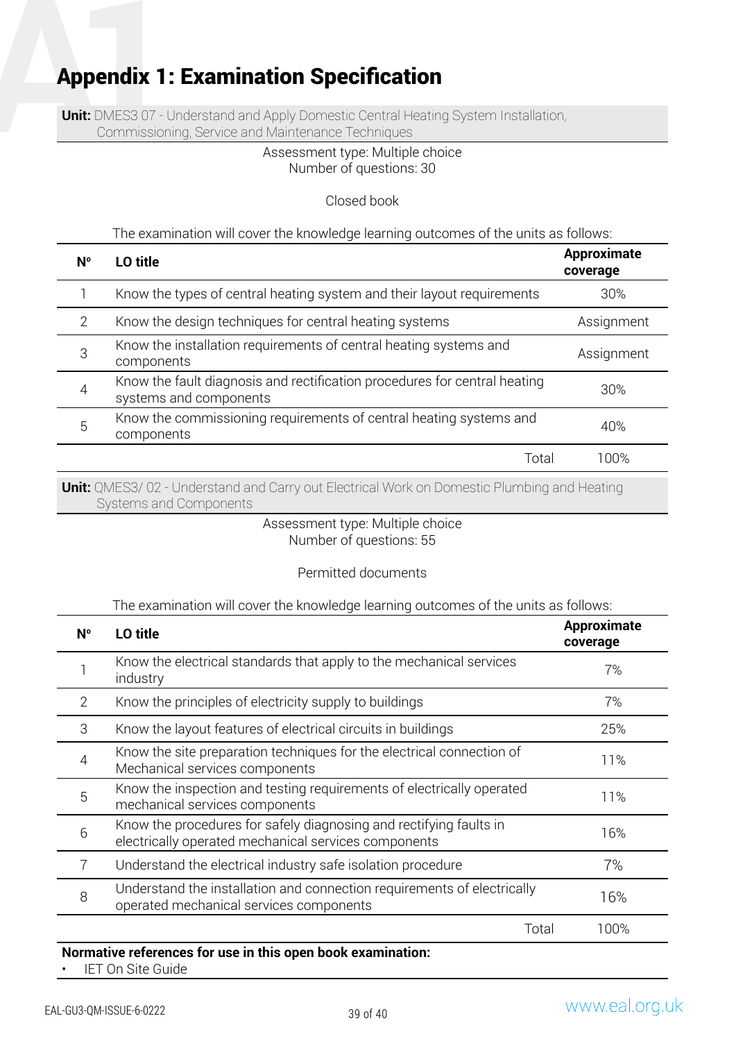# Appendix 1: Examination Specification

**Unit:** DMES3 07 - Understand and Apply Domestic Central Heating System Installation, Commissioning, Service and Maintenance Techniques

Assessment type: Multiple choice
Number of questions: 30

Closed book

The examination will cover the knowledge learning outcomes of the units as follows:

| Nº | LO title | Approximate coverage |
|---|---|---|
| 1 | Know the types of central heating system and their layout requirements | 30% |
| 2 | Know the design techniques for central heating systems | Assignment |
| 3 | Know the installation requirements of central heating systems and components | Assignment |
| 4 | Know the fault diagnosis and rectification procedures for central heating systems and components | 30% |
| 5 | Know the commissioning requirements of central heating systems and components | 40% |
| | Total | 100% |

**Unit:** QMES3/ 02 - Understand and Carry out Electrical Work on Domestic Plumbing and Heating Systems and Components

Assessment type: Multiple choice
Number of questions: 55

Permitted documents

The examination will cover the knowledge learning outcomes of the units as follows:

| Nº | LO title | Approximate coverage |
|---|---|---|
| 1 | Know the electrical standards that apply to the mechanical services industry | 7% |
| 2 | Know the principles of electricity supply to buildings | 7% |
| 3 | Know the layout features of electrical circuits in buildings | 25% |
| 4 | Know the site preparation techniques for the electrical connection of Mechanical services components | 11% |
| 5 | Know the inspection and testing requirements of electrically operated mechanical services components | 11% |
| 6 | Know the procedures for safely diagnosing and rectifying faults in electrically operated mechanical services components | 16% |
| 7 | Understand the electrical industry safe isolation procedure | 7% |
| 8 | Understand the installation and connection requirements of electrically operated mechanical services components | 16% |
| | Total | 100% |

**Normative references for use in this open book examination:**

- IET On Site Guide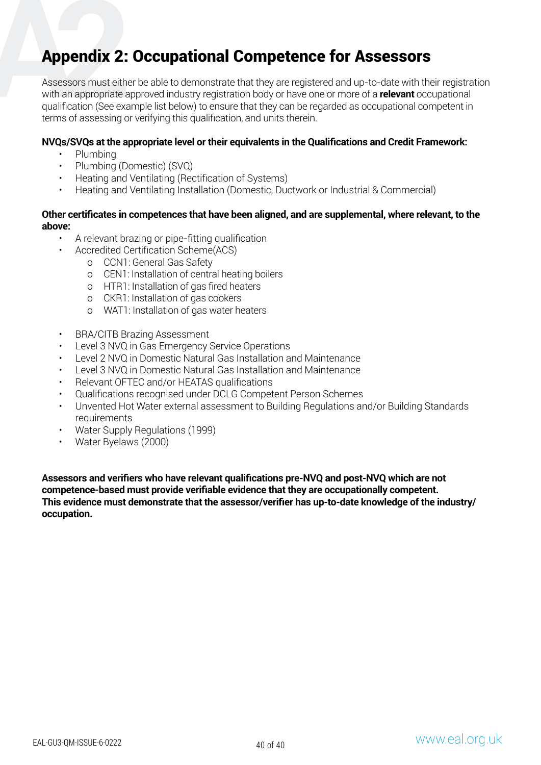# Appendix 2: Occupational Competence for Assessors

Assessors must either be able to demonstrate that they are registered and up-to-date with their registration with an appropriate approved industry registration body or have one or more of a **relevant** occupational qualification (See example list below) to ensure that they can be regarded as occupational competent in terms of assessing or verifying this qualification, and units therein.

**NVQs/SVQs at the appropriate level or their equivalents in the Qualifications and Credit Framework:**

- Plumbing
- Plumbing (Domestic) (SVQ)
- Heating and Ventilating (Rectification of Systems)
- Heating and Ventilating Installation (Domestic, Ductwork or Industrial & Commercial)

**Other certificates in competences that have been aligned, and are supplemental, where relevant, to the above:**

- A relevant brazing or pipe-fitting qualification
- Accredited Certification Scheme(ACS)
  - CCN1: General Gas Safety
  - CEN1: Installation of central heating boilers
  - HTR1: Installation of gas fired heaters
  - CKR1: Installation of gas cookers
  - WAT1: Installation of gas water heaters

- BRA/CITB Brazing Assessment
- Level 3 NVQ in Gas Emergency Service Operations
- Level 2 NVQ in Domestic Natural Gas Installation and Maintenance
- Level 3 NVQ in Domestic Natural Gas Installation and Maintenance
- Relevant OFTEC and/or HEATAS qualifications
- Qualifications recognised under DCLG Competent Person Schemes
- Unvented Hot Water external assessment to Building Regulations and/or Building Standards requirements
- Water Supply Regulations (1999)
- Water Byelaws (2000)

**Assessors and verifiers who have relevant qualifications pre-NVQ and post-NVQ which are not competence-based must provide verifiable evidence that they are occupationally competent. This evidence must demonstrate that the assessor/verifier has up-to-date knowledge of the industry/ occupation.**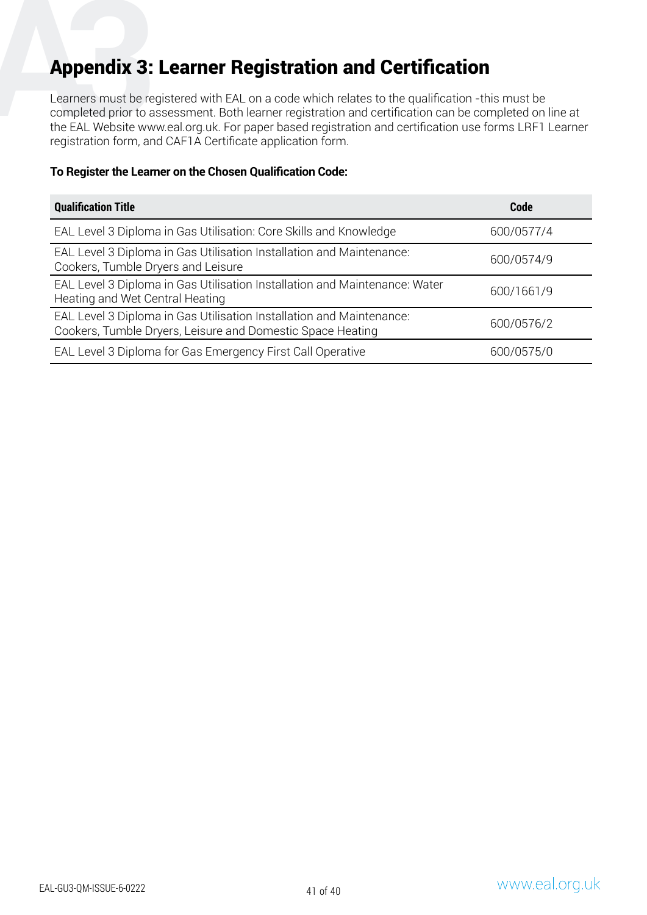# Appendix 3: Learner Registration and Certification

Learners must be registered with EAL on a code which relates to the qualification -this must be completed prior to assessment. Both learner registration and certification can be completed on line at the EAL Website www.eal.org.uk. For paper based registration and certification use forms LRF1 Learner registration form, and CAF1A Certificate application form.

**To Register the Learner on the Chosen Qualification Code:**

| Qualification Title | Code |
|---|---|
| EAL Level 3 Diploma in Gas Utilisation: Core Skills and Knowledge | 600/0577/4 |
| EAL Level 3 Diploma in Gas Utilisation Installation and Maintenance: Cookers, Tumble Dryers and Leisure | 600/0574/9 |
| EAL Level 3 Diploma in Gas Utilisation Installation and Maintenance: Water Heating and Wet Central Heating | 600/1661/9 |
| EAL Level 3 Diploma in Gas Utilisation Installation and Maintenance: Cookers, Tumble Dryers, Leisure and Domestic Space Heating | 600/0576/2 |
| EAL Level 3 Diploma for Gas Emergency First Call Operative | 600/0575/0 |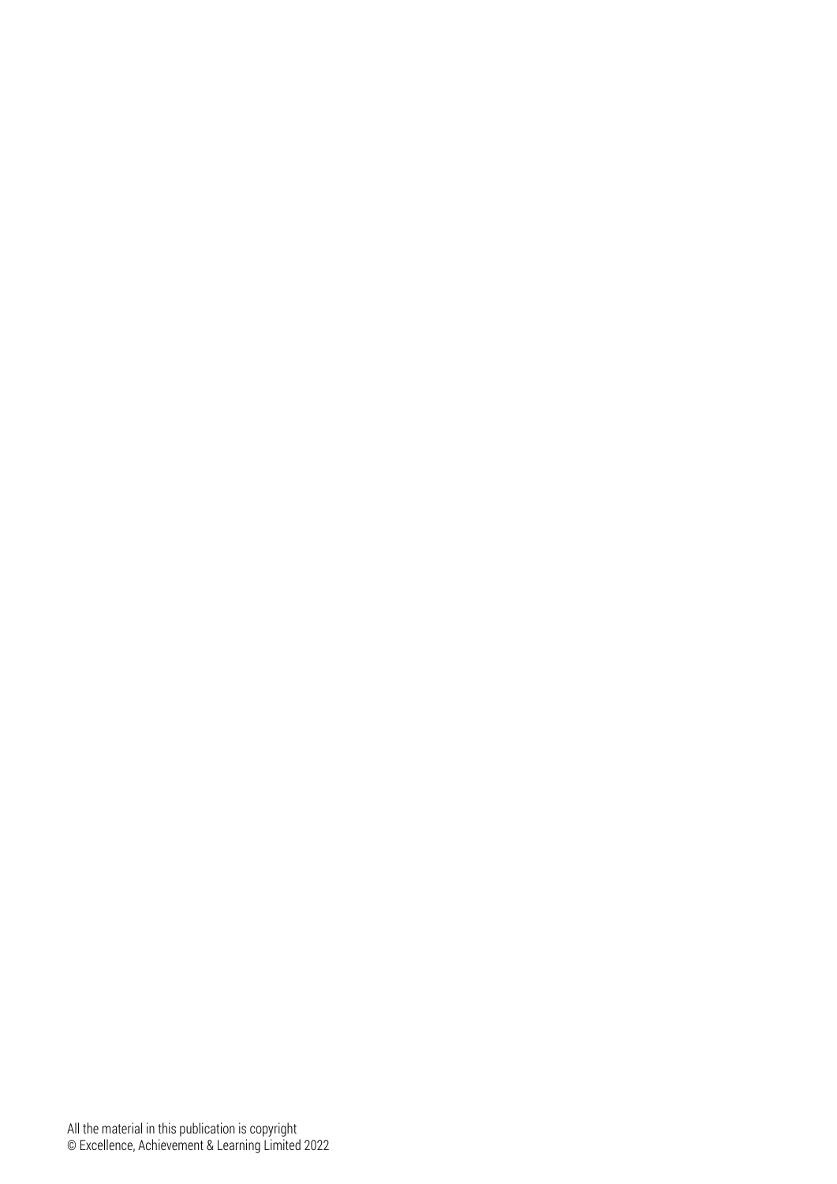All the material in this publication is copyright
© Excellence, Achievement & Learning Limited 2022